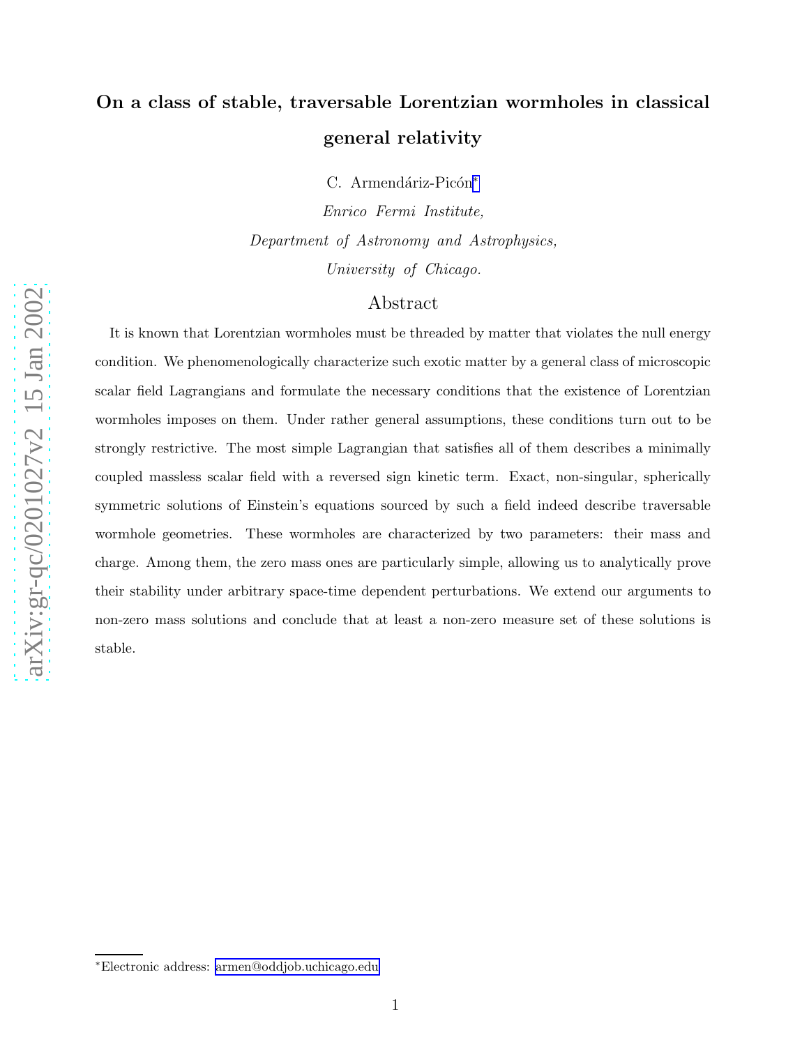# On a class of stable, traversable Lorentzian wormholes in classical general relativity

C. Armendáriz-Picón[*]

*Enrico Fermi Institute,*

*Department of Astronomy and Astrophysics,*

*University of Chicago.*

## Abstract

It is known that Lorentzian wormholes must be threaded by matter that violates the null energy condition. We phenomenologically characterize such exotic matter by a general class of microscopic scalar field Lagrangians and formulate the necessary conditions that the existence of Lorentzian wormholes imposes on them. Under rather general assumptions, these conditions turn out to be strongly restrictive. The most simple Lagrangian that satisfies all of them describes a minimally coupled massless scalar field with a reversed sign kinetic term. Exact, non-singular, spherically symmetric solutions of Einstein's equations sourced by such a field indeed describe traversable wormhole geometries. These wormholes are characterized by two parameters: their mass and charge. Among them, the zero mass ones are particularly simple, allowing us to analytically prove their stability under arbitrary space-time dependent perturbations. We extend our arguments to non-zero mass solutions and conclude that at least a non-zero measure set of these solutions is stable.

[*]Electronic address: armen@oddjob.uchicago.edu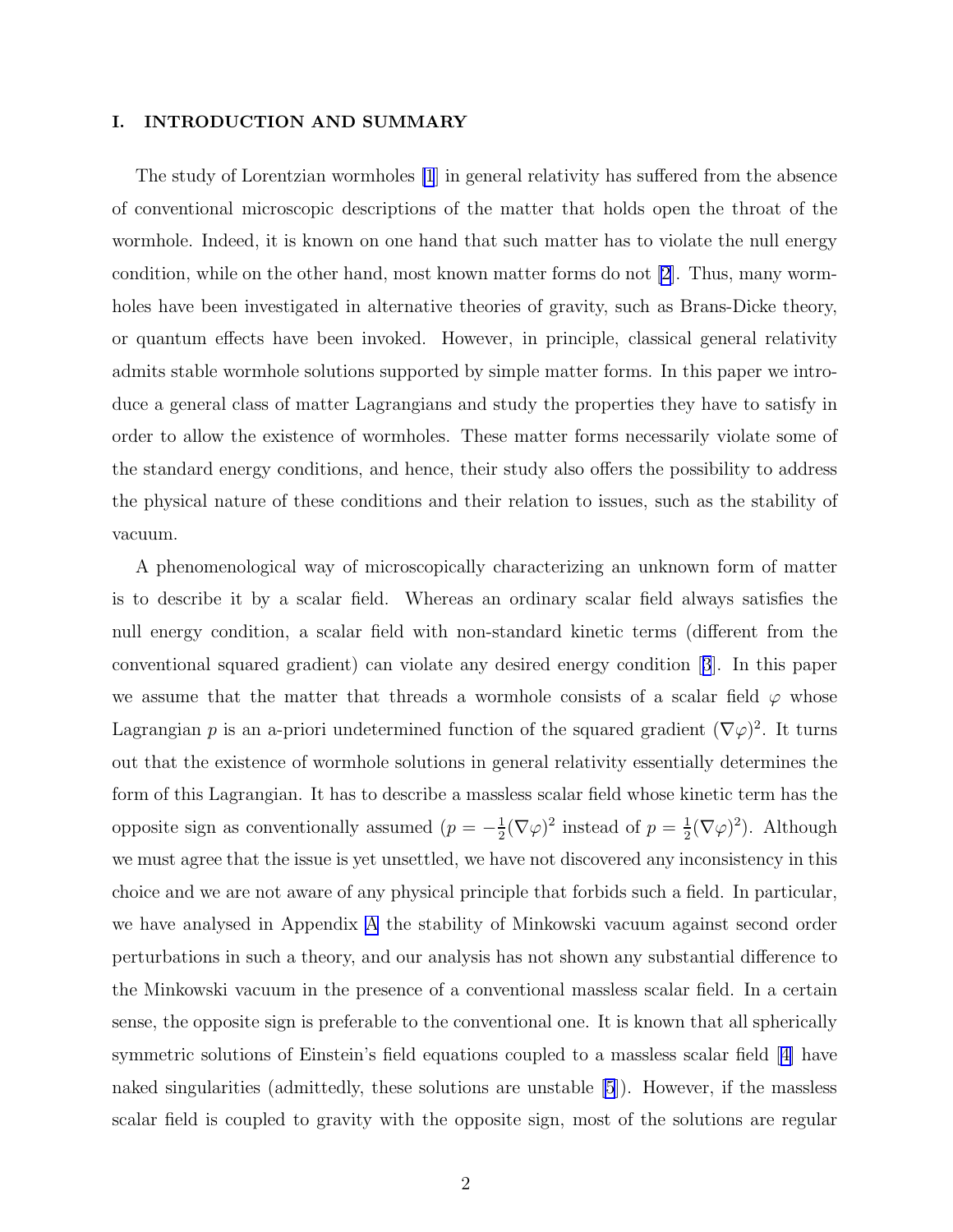## I. INTRODUCTION AND SUMMARY

The study of Lorentzian wormholes [1] in general relativity has suffered from the absence of conventional microscopic descriptions of the matter that holds open the throat of the wormhole. Indeed, it is known on one hand that such matter has to violate the null energy condition, while on the other hand, most known matter forms do not [2]. Thus, many wormholes have been investigated in alternative theories of gravity, such as Brans-Dicke theory, or quantum effects have been invoked. However, in principle, classical general relativity admits stable wormhole solutions supported by simple matter forms. In this paper we introduce a general class of matter Lagrangians and study the properties they have to satisfy in order to allow the existence of wormholes. These matter forms necessarily violate some of the standard energy conditions, and hence, their study also offers the possibility to address the physical nature of these conditions and their relation to issues, such as the stability of vacuum.

A phenomenological way of microscopically characterizing an unknown form of matter is to describe it by a scalar field. Whereas an ordinary scalar field always satisfies the null energy condition, a scalar field with non-standard kinetic terms (different from the conventional squared gradient) can violate any desired energy condition [3]. In this paper we assume that the matter that threads a wormhole consists of a scalar field $\varphi$ whose Lagrangian $p$ is an a-priori undetermined function of the squared gradient $(\nabla\varphi)^2$. It turns out that the existence of wormhole solutions in general relativity essentially determines the form of this Lagrangian. It has to describe a massless scalar field whose kinetic term has the opposite sign as conventionally assumed ($p = -\frac{1}{2}(\nabla\varphi)^2$ instead of $p = \frac{1}{2}(\nabla\varphi)^2$). Although we must agree that the issue is yet unsettled, we have not discovered any inconsistency in this choice and we are not aware of any physical principle that forbids such a field. In particular, we have analysed in Appendix A the stability of Minkowski vacuum against second order perturbations in such a theory, and our analysis has not shown any substantial difference to the Minkowski vacuum in the presence of a conventional massless scalar field. In a certain sense, the opposite sign is preferable to the conventional one. It is known that all spherically symmetric solutions of Einstein's field equations coupled to a massless scalar field [4] have naked singularities (admittedly, these solutions are unstable [5]). However, if the massless scalar field is coupled to gravity with the opposite sign, most of the solutions are regular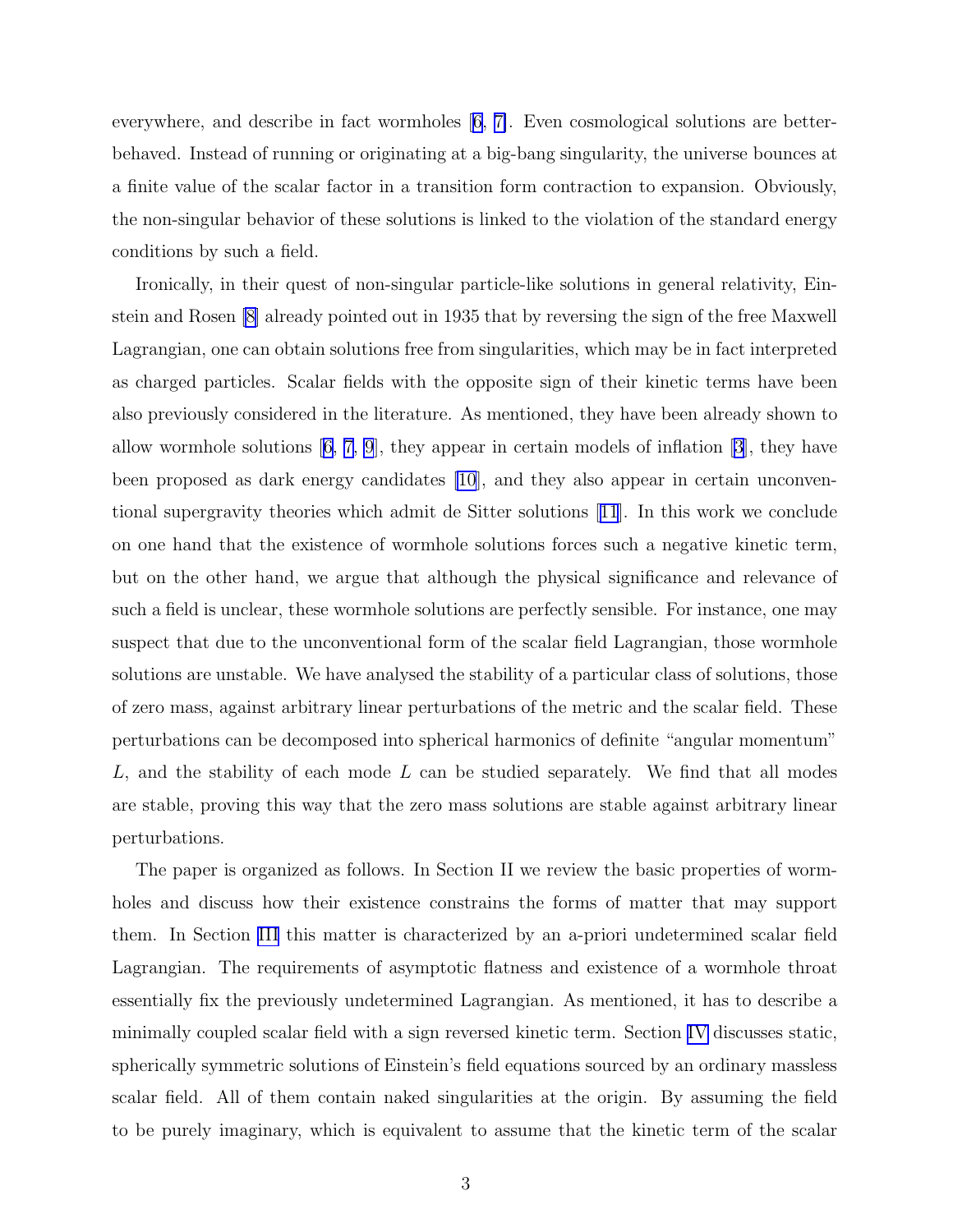everywhere, and describe in fact wormholes [6, 7]. Even cosmological solutions are better-behaved. Instead of running or originating at a big-bang singularity, the universe bounces at a finite value of the scalar factor in a transition form contraction to expansion. Obviously, the non-singular behavior of these solutions is linked to the violation of the standard energy conditions by such a field.

Ironically, in their quest of non-singular particle-like solutions in general relativity, Einstein and Rosen [8] already pointed out in 1935 that by reversing the sign of the free Maxwell Lagrangian, one can obtain solutions free from singularities, which may be in fact interpreted as charged particles. Scalar fields with the opposite sign of their kinetic terms have been also previously considered in the literature. As mentioned, they have been already shown to allow wormhole solutions [6, 7, 9], they appear in certain models of inflation [3], they have been proposed as dark energy candidates [10], and they also appear in certain unconventional supergravity theories which admit de Sitter solutions [11]. In this work we conclude on one hand that the existence of wormhole solutions forces such a negative kinetic term, but on the other hand, we argue that although the physical significance and relevance of such a field is unclear, these wormhole solutions are perfectly sensible. For instance, one may suspect that due to the unconventional form of the scalar field Lagrangian, those wormhole solutions are unstable. We have analysed the stability of a particular class of solutions, those of zero mass, against arbitrary linear perturbations of the metric and the scalar field. These perturbations can be decomposed into spherical harmonics of definite "angular momentum" $L$, and the stability of each mode $L$ can be studied separately. We find that all modes are stable, proving this way that the zero mass solutions are stable against arbitrary linear perturbations.

The paper is organized as follows. In Section II we review the basic properties of wormholes and discuss how their existence constrains the forms of matter that may support them. In Section III this matter is characterized by an a-priori undetermined scalar field Lagrangian. The requirements of asymptotic flatness and existence of a wormhole throat essentially fix the previously undetermined Lagrangian. As mentioned, it has to describe a minimally coupled scalar field with a sign reversed kinetic term. Section IV discusses static, spherically symmetric solutions of Einstein's field equations sourced by an ordinary massless scalar field. All of them contain naked singularities at the origin. By assuming the field to be purely imaginary, which is equivalent to assume that the kinetic term of the scalar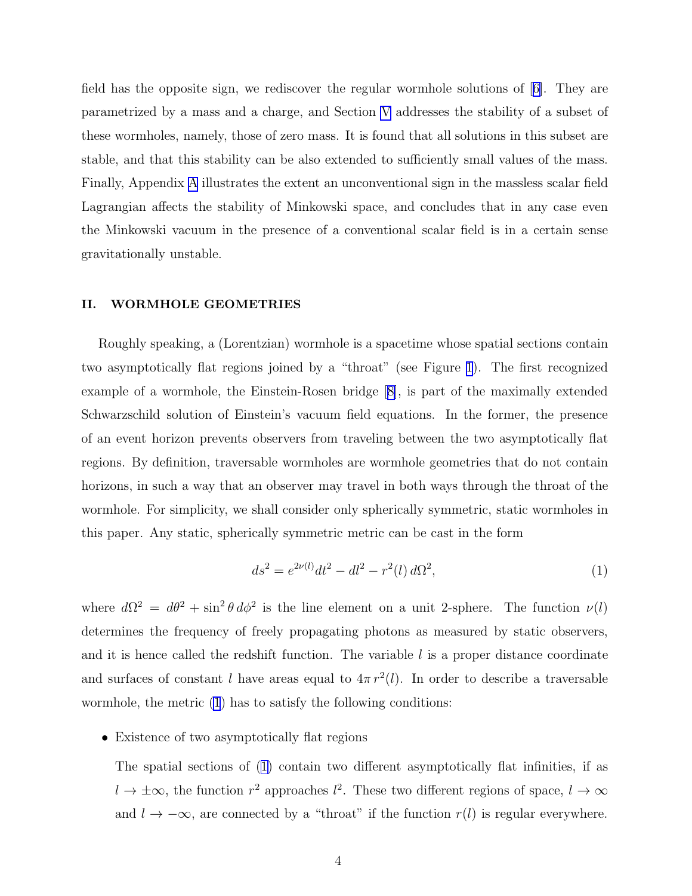field has the opposite sign, we rediscover the regular wormhole solutions of [6]. They are parametrized by a mass and a charge, and Section V addresses the stability of a subset of these wormholes, namely, those of zero mass. It is found that all solutions in this subset are stable, and that this stability can be also extended to sufficiently small values of the mass. Finally, Appendix A illustrates the extent an unconventional sign in the massless scalar field Lagrangian affects the stability of Minkowski space, and concludes that in any case even the Minkowski vacuum in the presence of a conventional scalar field is in a certain sense gravitationally unstable.

## II. WORMHOLE GEOMETRIES

Roughly speaking, a (Lorentzian) wormhole is a spacetime whose spatial sections contain two asymptotically flat regions joined by a "throat" (see Figure 1). The first recognized example of a wormhole, the Einstein-Rosen bridge [8], is part of the maximally extended Schwarzschild solution of Einstein's vacuum field equations. In the former, the presence of an event horizon prevents observers from traveling between the two asymptotically flat regions. By definition, traversable wormholes are wormhole geometries that do not contain horizons, in such a way that an observer may travel in both ways through the throat of the wormhole. For simplicity, we shall consider only spherically symmetric, static wormholes in this paper. Any static, spherically symmetric metric can be cast in the form

$$ds^2 = e^{2\nu(l)}dt^2 - dl^2 - r^2(l)\, d\Omega^2, \tag{1}$$

where $d\Omega^2 = d\theta^2 + \sin^2\theta\, d\phi^2$ is the line element on a unit 2-sphere. The function $\nu(l)$ determines the frequency of freely propagating photons as measured by static observers, and it is hence called the redshift function. The variable $l$ is a proper distance coordinate and surfaces of constant $l$ have areas equal to $4\pi\, r^2(l)$. In order to describe a traversable wormhole, the metric (1) has to satisfy the following conditions:

- Existence of two asymptotically flat regions

  The spatial sections of (1) contain two different asymptotically flat infinities, if as $l \to \pm\infty$, the function $r^2$ approaches $l^2$. These two different regions of space, $l \to \infty$ and $l \to -\infty$, are connected by a "throat" if the function $r(l)$ is regular everywhere.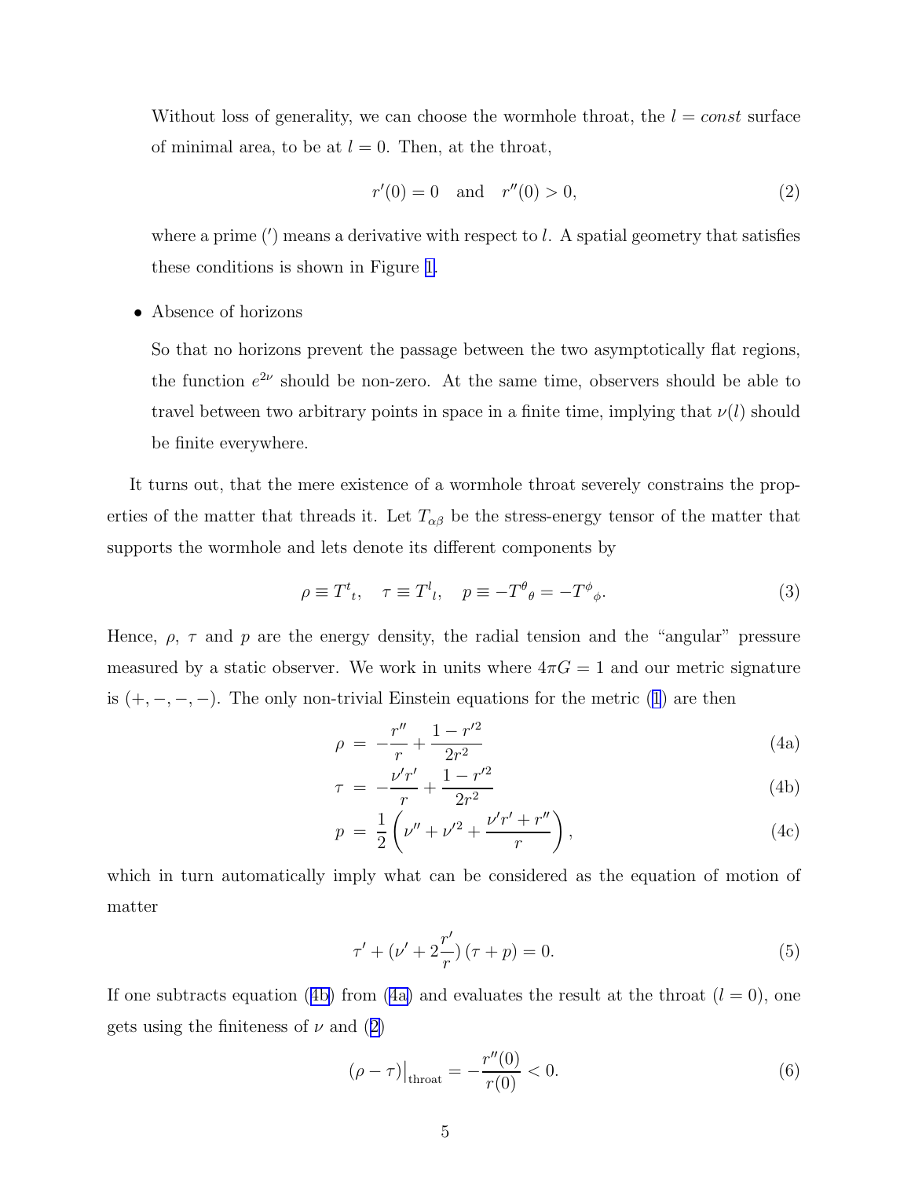Without loss of generality, we can choose the wormhole throat, the $l = const$ surface of minimal area, to be at $l = 0$. Then, at the throat,

$$r'(0) = 0 \quad \text{and} \quad r''(0) > 0, \tag{2}$$

where a prime ($'$) means a derivative with respect to $l$. A spatial geometry that satisfies these conditions is shown in Figure 1.

- Absence of horizons

  So that no horizons prevent the passage between the two asymptotically flat regions, the function $e^{2\nu}$ should be non-zero. At the same time, observers should be able to travel between two arbitrary points in space in a finite time, implying that $\nu(l)$ should be finite everywhere.

It turns out, that the mere existence of a wormhole throat severely constrains the properties of the matter that threads it. Let $T_{\alpha\beta}$ be the stress-energy tensor of the matter that supports the wormhole and lets denote its different components by

$$\rho \equiv T^t{}_t, \quad \tau \equiv T^l{}_l, \quad p \equiv -T^\theta{}_\theta = -T^\phi{}_\phi. \tag{3}$$

Hence, $\rho$, $\tau$ and $p$ are the energy density, the radial tension and the "angular" pressure measured by a static observer. We work in units where $4\pi G = 1$ and our metric signature is $(+, -, -, -)$. The only non-trivial Einstein equations for the metric (1) are then

$$\rho = -\frac{r''}{r} + \frac{1 - r'^2}{2r^2} \tag{4a}$$

$$\tau = -\frac{\nu' r'}{r} + \frac{1 - r'^2}{2r^2} \tag{4b}$$

$$p = \frac{1}{2}\left(\nu'' + \nu'^2 + \frac{\nu' r' + r''}{r}\right), \tag{4c}$$

which in turn automatically imply what can be considered as the equation of motion of matter

$$\tau' + (\nu' + 2\frac{r'}{r})(\tau + p) = 0. \tag{5}$$

If one subtracts equation (4b) from (4a) and evaluates the result at the throat ($l = 0$), one gets using the finiteness of $\nu$ and (2)

$$(\rho - \tau)\big|_{\text{throat}} = -\frac{r''(0)}{r(0)} < 0. \tag{6}$$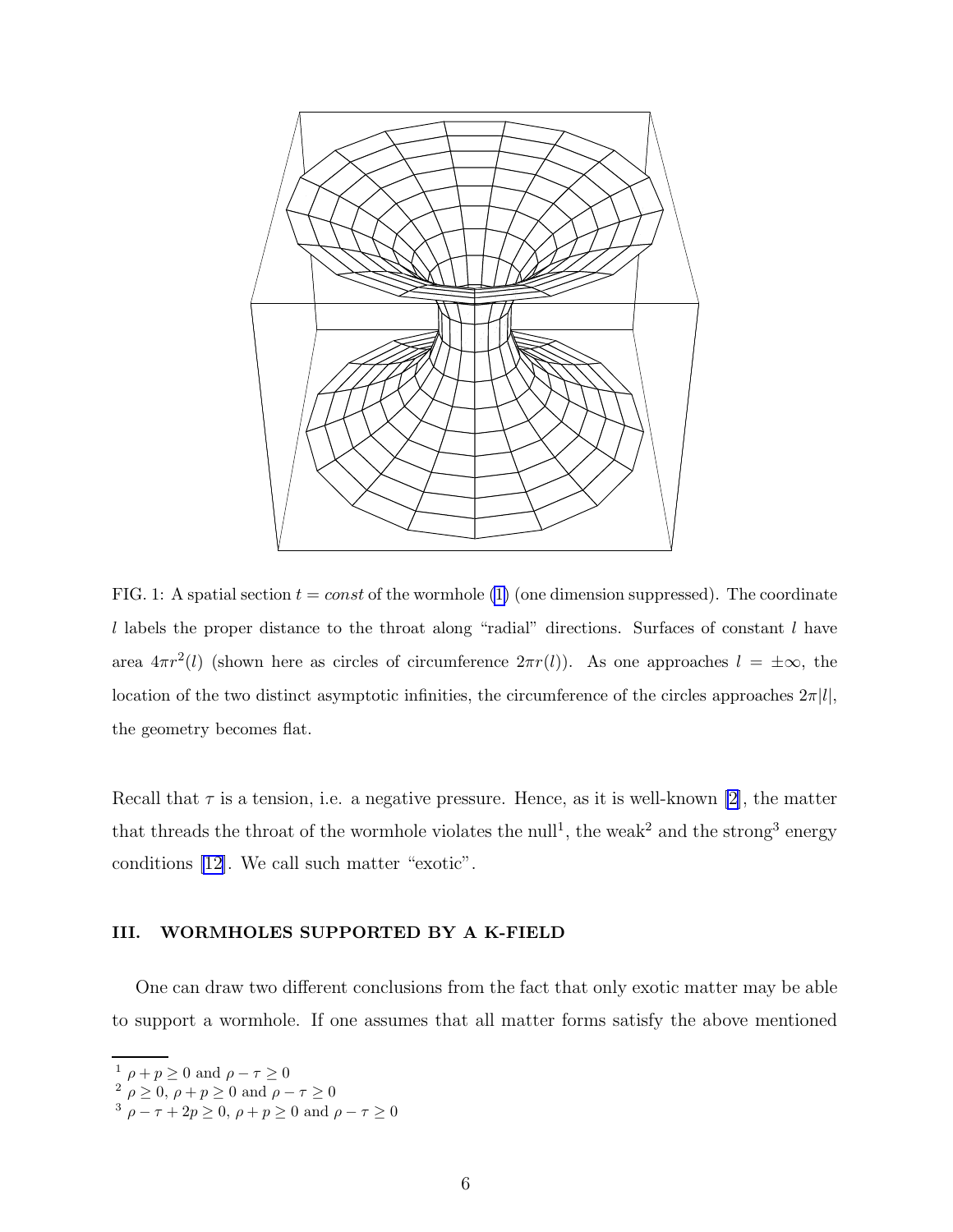FIG. 1: A spatial section $t = const$ of the wormhole (1) (one dimension suppressed). The coordinate $l$ labels the proper distance to the throat along "radial" directions. Surfaces of constant $l$ have area $4\pi r^2(l)$ (shown here as circles of circumference $2\pi r(l)$). As one approaches $l = \pm\infty$, the location of the two distinct asymptotic infinities, the circumference of the circles approaches $2\pi|l|$, the geometry becomes flat.

Recall that $\tau$ is a tension, i.e. a negative pressure. Hence, as it is well-known [2], the matter that threads the throat of the wormhole violates the null[1], the weak[2] and the strong[3] energy conditions [12]. We call such matter "exotic".

### III. WORMHOLES SUPPORTED BY A K-FIELD

One can draw two different conclusions from the fact that only exotic matter may be able to support a wormhole. If one assumes that all matter forms satisfy the above mentioned

---

[1] $\rho + p \geq 0$ and $\rho - \tau \geq 0$

[2] $\rho \geq 0$, $\rho + p \geq 0$ and $\rho - \tau \geq 0$

[3] $\rho - \tau + 2p \geq 0$, $\rho + p \geq 0$ and $\rho - \tau \geq 0$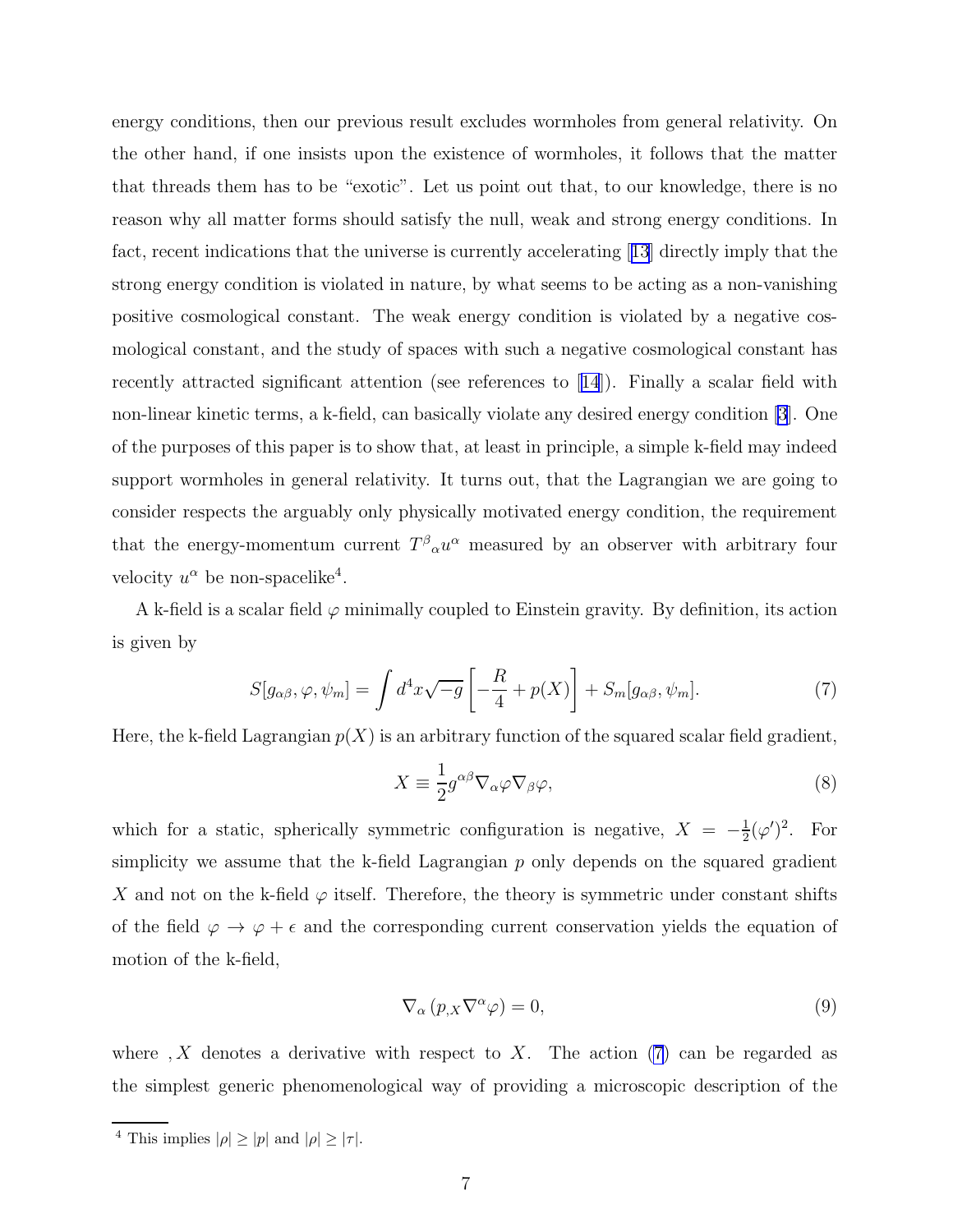energy conditions, then our previous result excludes wormholes from general relativity. On the other hand, if one insists upon the existence of wormholes, it follows that the matter that threads them has to be "exotic". Let us point out that, to our knowledge, there is no reason why all matter forms should satisfy the null, weak and strong energy conditions. In fact, recent indications that the universe is currently accelerating [13] directly imply that the strong energy condition is violated in nature, by what seems to be acting as a non-vanishing positive cosmological constant. The weak energy condition is violated by a negative cosmological constant, and the study of spaces with such a negative cosmological constant has recently attracted significant attention (see references to [14]). Finally a scalar field with non-linear kinetic terms, a k-field, can basically violate any desired energy condition [3]. One of the purposes of this paper is to show that, at least in principle, a simple k-field may indeed support wormholes in general relativity. It turns out, that the Lagrangian we are going to consider respects the arguably only physically motivated energy condition, the requirement that the energy-momentum current $T^{\beta}{}_{\alpha}u^{\alpha}$ measured by an observer with arbitrary four velocity $u^{\alpha}$ be non-spacelike[4].

A k-field is a scalar field $\varphi$ minimally coupled to Einstein gravity. By definition, its action is given by

$$S[g_{\alpha\beta}, \varphi, \psi_m] = \int d^4x\sqrt{-g}\left[-\frac{R}{4} + p(X)\right] + S_m[g_{\alpha\beta}, \psi_m]. \tag{7}$$

Here, the k-field Lagrangian $p(X)$ is an arbitrary function of the squared scalar field gradient,

$$X \equiv \frac{1}{2}g^{\alpha\beta}\nabla_{\alpha}\varphi\nabla_{\beta}\varphi, \tag{8}$$

which for a static, spherically symmetric configuration is negative, $X = -\frac{1}{2}(\varphi')^2$. For simplicity we assume that the k-field Lagrangian $p$ only depends on the squared gradient $X$ and not on the k-field $\varphi$ itself. Therefore, the theory is symmetric under constant shifts of the field $\varphi \to \varphi + \epsilon$ and the corresponding current conservation yields the equation of motion of the k-field,

$$\nabla_{\alpha}\left(p_{,X}\nabla^{\alpha}\varphi\right) = 0, \tag{9}$$

where $,X$ denotes a derivative with respect to $X$. The action (7) can be regarded as the simplest generic phenomenological way of providing a microscopic description of the

[4] This implies $|\rho| \geq |p|$ and $|\rho| \geq |\tau|$.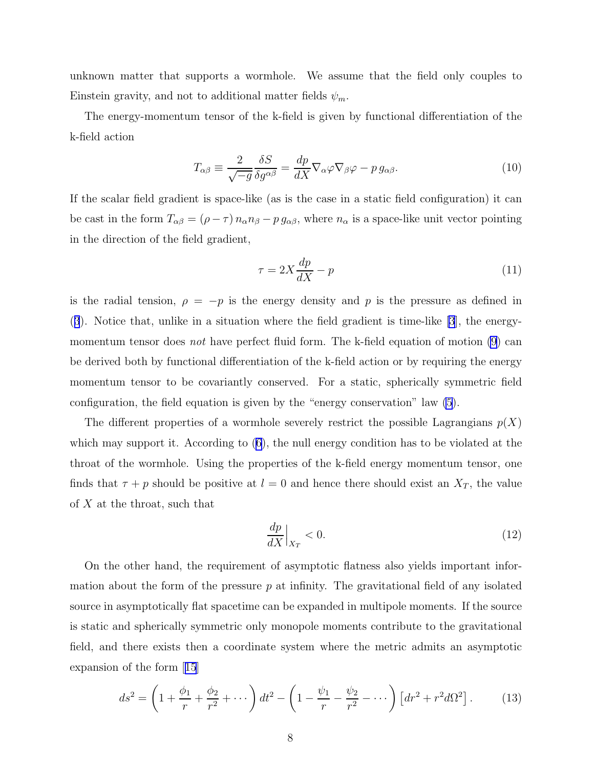unknown matter that supports a wormhole. We assume that the field only couples to Einstein gravity, and not to additional matter fields $\psi_m$.

The energy-momentum tensor of the k-field is given by functional differentiation of the k-field action

$$T_{\alpha\beta} \equiv \frac{2}{\sqrt{-g}} \frac{\delta S}{\delta g^{\alpha\beta}} = \frac{dp}{dX} \nabla_\alpha \varphi \nabla_\beta \varphi - p \, g_{\alpha\beta}. \tag{10}$$

If the scalar field gradient is space-like (as is the case in a static field configuration) it can be cast in the form $T_{\alpha\beta} = (\rho - \tau) \, n_\alpha n_\beta - p \, g_{\alpha\beta}$, where $n_\alpha$ is a space-like unit vector pointing in the direction of the field gradient,

$$\tau = 2X \frac{dp}{dX} - p \tag{11}$$

is the radial tension, $\rho = -p$ is the energy density and $p$ is the pressure as defined in (3). Notice that, unlike in a situation where the field gradient is time-like [3], the energy-momentum tensor does *not* have perfect fluid form. The k-field equation of motion (9) can be derived both by functional differentiation of the k-field action or by requiring the energy momentum tensor to be covariantly conserved. For a static, spherically symmetric field configuration, the field equation is given by the "energy conservation" law (5).

The different properties of a wormhole severely restrict the possible Lagrangians $p(X)$ which may support it. According to (6), the null energy condition has to be violated at the throat of the wormhole. Using the properties of the k-field energy momentum tensor, one finds that $\tau + p$ should be positive at $l = 0$ and hence there should exist an $X_T$, the value of $X$ at the throat, such that

$$\left.\frac{dp}{dX}\right|_{X_T} < 0. \tag{12}$$

On the other hand, the requirement of asymptotic flatness also yields important information about the form of the pressure $p$ at infinity. The gravitational field of any isolated source in asymptotically flat spacetime can be expanded in multipole moments. If the source is static and spherically symmetric only monopole moments contribute to the gravitational field, and there exists then a coordinate system where the metric admits an asymptotic expansion of the form [15]

$$ds^2 = \left(1 + \frac{\phi_1}{r} + \frac{\phi_2}{r^2} + \cdots\right) dt^2 - \left(1 - \frac{\psi_1}{r} - \frac{\psi_2}{r^2} - \cdots\right) \left[dr^2 + r^2 d\Omega^2\right]. \tag{13}$$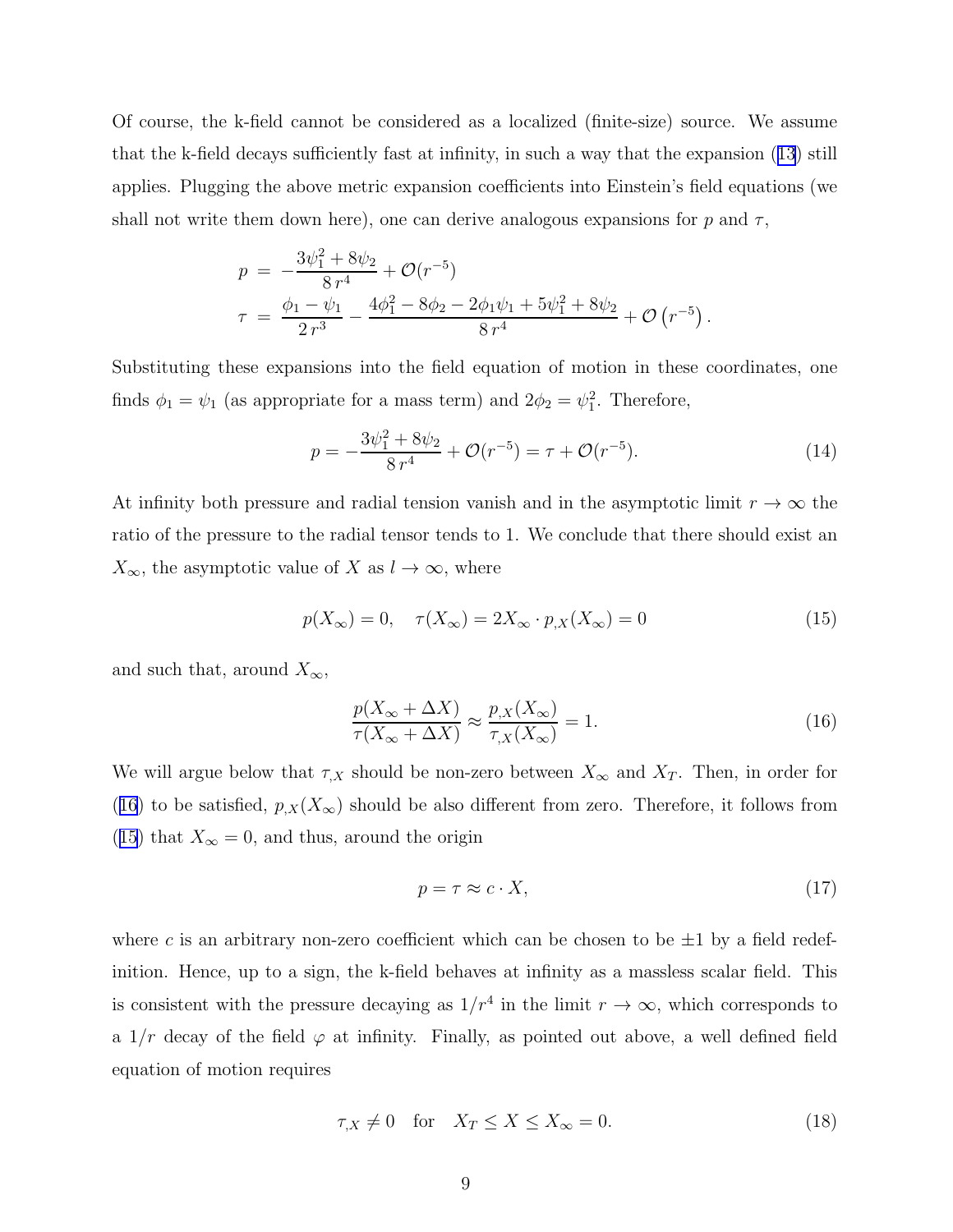Of course, the k-field cannot be considered as a localized (finite-size) source. We assume that the k-field decays sufficiently fast at infinity, in such a way that the expansion (13) still applies. Plugging the above metric expansion coefficients into Einstein's field equations (we shall not write them down here), one can derive analogous expansions for $p$ and $\tau$,

$$
\begin{aligned}
p &= -\frac{3\psi_1^2 + 8\psi_2}{8\,r^4} + \mathcal{O}(r^{-5}) \\
\tau &= \frac{\phi_1 - \psi_1}{2\,r^3} - \frac{4\phi_1^2 - 8\phi_2 - 2\phi_1\psi_1 + 5\psi_1^2 + 8\psi_2}{8\,r^4} + \mathcal{O}\left(r^{-5}\right).
\end{aligned}
$$

Substituting these expansions into the field equation of motion in these coordinates, one finds $\phi_1 = \psi_1$ (as appropriate for a mass term) and $2\phi_2 = \psi_1^2$. Therefore,

$$
p = -\frac{3\psi_1^2 + 8\psi_2}{8\,r^4} + \mathcal{O}(r^{-5}) = \tau + \mathcal{O}(r^{-5}). \tag{14}
$$

At infinity both pressure and radial tension vanish and in the asymptotic limit $r \to \infty$ the ratio of the pressure to the radial tensor tends to 1. We conclude that there should exist an $X_\infty$, the asymptotic value of $X$ as $l \to \infty$, where

$$
p(X_\infty) = 0, \quad \tau(X_\infty) = 2X_\infty \cdot p_{,X}(X_\infty) = 0 \tag{15}
$$

and such that, around $X_\infty$,

$$
\frac{p(X_\infty + \Delta X)}{\tau(X_\infty + \Delta X)} \approx \frac{p_{,X}(X_\infty)}{\tau_{,X}(X_\infty)} = 1. \tag{16}
$$

We will argue below that $\tau_{,X}$ should be non-zero between $X_\infty$ and $X_T$. Then, in order for (16) to be satisfied, $p_{,X}(X_\infty)$ should be also different from zero. Therefore, it follows from (15) that $X_\infty = 0$, and thus, around the origin

$$
p = \tau \approx c \cdot X, \tag{17}
$$

where $c$ is an arbitrary non-zero coefficient which can be chosen to be $\pm 1$ by a field redefinition. Hence, up to a sign, the k-field behaves at infinity as a massless scalar field. This is consistent with the pressure decaying as $1/r^4$ in the limit $r \to \infty$, which corresponds to a $1/r$ decay of the field $\varphi$ at infinity. Finally, as pointed out above, a well defined field equation of motion requires

$$
\tau_{,X} \neq 0 \quad \text{for} \quad X_T \leq X \leq X_\infty = 0. \tag{18}
$$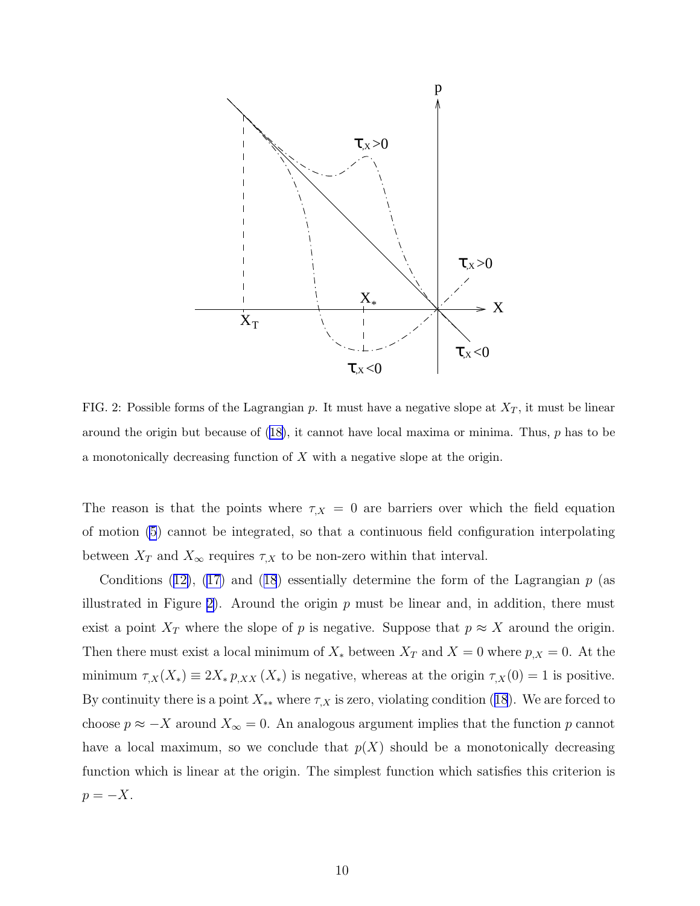FIG. 2: Possible forms of the Lagrangian $p$. It must have a negative slope at $X_T$, it must be linear around the origin but because of (18), it cannot have local maxima or minima. Thus, $p$ has to be a monotonically decreasing function of $X$ with a negative slope at the origin.

The reason is that the points where $\tau_{,X} = 0$ are barriers over which the field equation of motion (5) cannot be integrated, so that a continuous field configuration interpolating between $X_T$ and $X_\infty$ requires $\tau_{,X}$ to be non-zero within that interval.

Conditions (12), (17) and (18) essentially determine the form of the Lagrangian $p$ (as illustrated in Figure 2). Around the origin $p$ must be linear and, in addition, there must exist a point $X_T$ where the slope of $p$ is negative. Suppose that $p \approx X$ around the origin. Then there must exist a local minimum of $X_*$ between $X_T$ and $X = 0$ where $p_{,X} = 0$. At the minimum $\tau_{,X}(X_*) \equiv 2X_* \, p_{,XX} \, (X_*)$ is negative, whereas at the origin $\tau_{,X}(0) = 1$ is positive. By continuity there is a point $X_{**}$ where $\tau_{,X}$ is zero, violating condition (18). We are forced to choose $p \approx -X$ around $X_\infty = 0$. An analogous argument implies that the function $p$ cannot have a local maximum, so we conclude that $p(X)$ should be a monotonically decreasing function which is linear at the origin. The simplest function which satisfies this criterion is $p = -X$.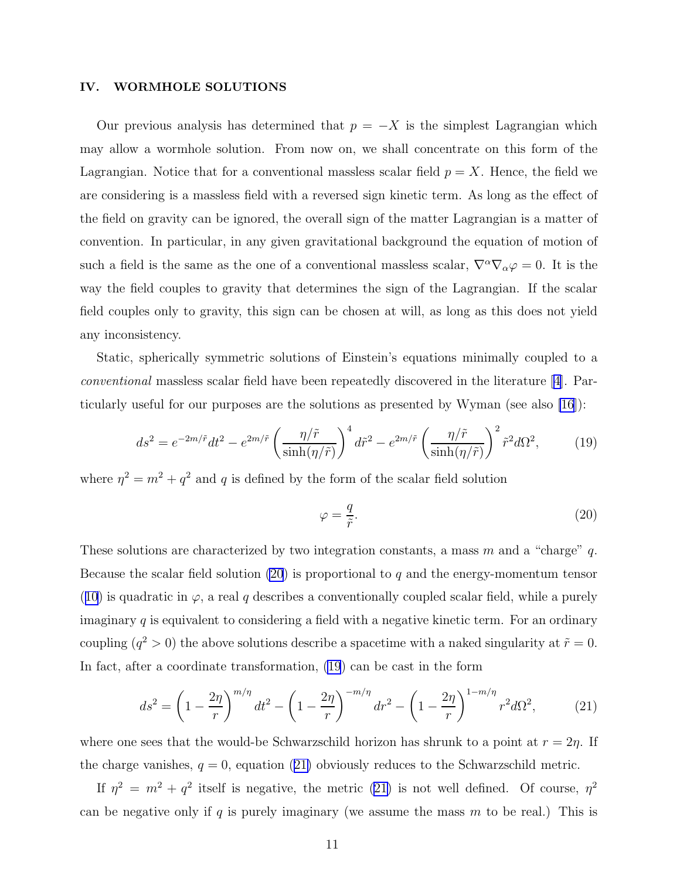## IV. WORMHOLE SOLUTIONS

Our previous analysis has determined that $p = -X$ is the simplest Lagrangian which may allow a wormhole solution. From now on, we shall concentrate on this form of the Lagrangian. Notice that for a conventional massless scalar field $p = X$. Hence, the field we are considering is a massless field with a reversed sign kinetic term. As long as the effect of the field on gravity can be ignored, the overall sign of the matter Lagrangian is a matter of convention. In particular, in any given gravitational background the equation of motion of such a field is the same as the one of a conventional massless scalar, $\nabla^\alpha \nabla_\alpha \varphi = 0$. It is the way the field couples to gravity that determines the sign of the Lagrangian. If the scalar field couples only to gravity, this sign can be chosen at will, as long as this does not yield any inconsistency.

Static, spherically symmetric solutions of Einstein's equations minimally coupled to a *conventional* massless scalar field have been repeatedly discovered in the literature [4]. Particularly useful for our purposes are the solutions as presented by Wyman (see also [16]):

$$ds^2 = e^{-2m/\tilde{r}} dt^2 - e^{2m/\tilde{r}} \left( \frac{\eta/\tilde{r}}{\sinh(\eta/\tilde{r})} \right)^4 d\tilde{r}^2 - e^{2m/\tilde{r}} \left( \frac{\eta/\tilde{r}}{\sinh(\eta/\tilde{r})} \right)^2 \tilde{r}^2 d\Omega^2, \tag{19}$$

where $\eta^2 = m^2 + q^2$ and $q$ is defined by the form of the scalar field solution

$$\varphi = \frac{q}{\tilde{r}}. \tag{20}$$

These solutions are characterized by two integration constants, a mass $m$ and a "charge" $q$. Because the scalar field solution (20) is proportional to $q$ and the energy-momentum tensor (10) is quadratic in $\varphi$, a real $q$ describes a conventionally coupled scalar field, while a purely imaginary $q$ is equivalent to considering a field with a negative kinetic term. For an ordinary coupling ($q^2 > 0$) the above solutions describe a spacetime with a naked singularity at $\tilde{r} = 0$. In fact, after a coordinate transformation, (19) can be cast in the form

$$ds^2 = \left(1 - \frac{2\eta}{r}\right)^{m/\eta} dt^2 - \left(1 - \frac{2\eta}{r}\right)^{-m/\eta} dr^2 - \left(1 - \frac{2\eta}{r}\right)^{1-m/\eta} r^2 d\Omega^2, \tag{21}$$

where one sees that the would-be Schwarzschild horizon has shrunk to a point at $r = 2\eta$. If the charge vanishes, $q = 0$, equation (21) obviously reduces to the Schwarzschild metric.

If $\eta^2 = m^2 + q^2$ itself is negative, the metric (21) is not well defined. Of course, $\eta^2$ can be negative only if $q$ is purely imaginary (we assume the mass $m$ to be real.) This is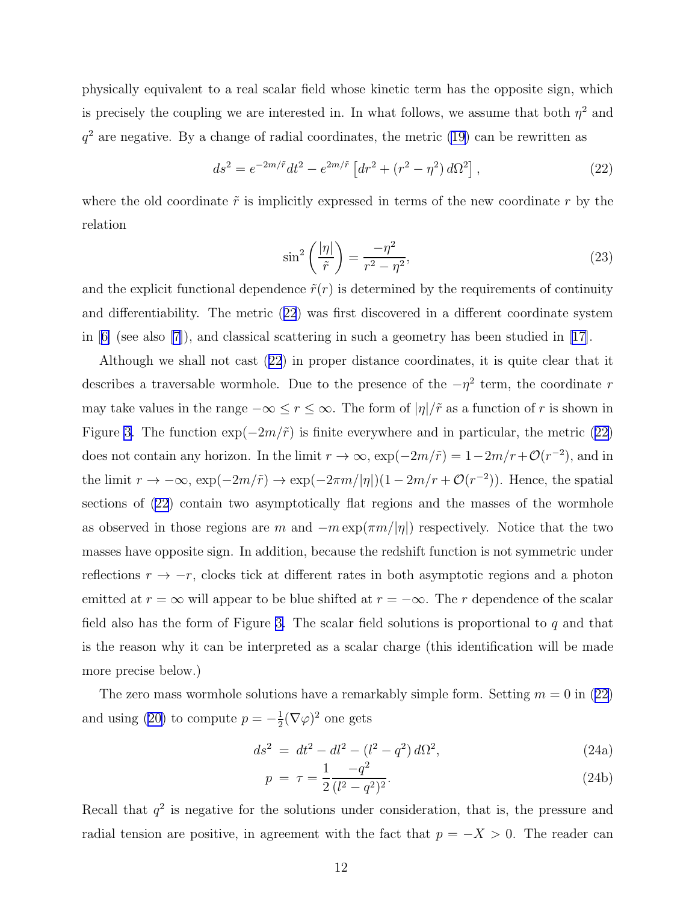physically equivalent to a real scalar field whose kinetic term has the opposite sign, which is precisely the coupling we are interested in. In what follows, we assume that both $\eta^2$ and $q^2$ are negative. By a change of radial coordinates, the metric (19) can be rewritten as

$$ds^2 = e^{-2m/\tilde{r}} dt^2 - e^{2m/\tilde{r}} \left[ dr^2 + (r^2 - \eta^2)\, d\Omega^2 \right], \tag{22}$$

where the old coordinate $\tilde{r}$ is implicitly expressed in terms of the new coordinate $r$ by the relation

$$\sin^2\left(\frac{|\eta|}{\tilde{r}}\right) = \frac{-\eta^2}{r^2 - \eta^2}, \tag{23}$$

and the explicit functional dependence $\tilde{r}(r)$ is determined by the requirements of continuity and differentiability. The metric (22) was first discovered in a different coordinate system in [6] (see also [7]), and classical scattering in such a geometry has been studied in [17].

Although we shall not cast (22) in proper distance coordinates, it is quite clear that it describes a traversable wormhole. Due to the presence of the $-\eta^2$ term, the coordinate $r$ may take values in the range $-\infty \leq r \leq \infty$. The form of $|\eta|/\tilde{r}$ as a function of $r$ is shown in Figure 3. The function $\exp(-2m/\tilde{r})$ is finite everywhere and in particular, the metric (22) does not contain any horizon. In the limit $r \to \infty$, $\exp(-2m/\tilde{r}) = 1 - 2m/r + \mathcal{O}(r^{-2})$, and in the limit $r \to -\infty$, $\exp(-2m/\tilde{r}) \to \exp(-2\pi m/|\eta|)(1 - 2m/r + \mathcal{O}(r^{-2}))$. Hence, the spatial sections of (22) contain two asymptotically flat regions and the masses of the wormhole as observed in those regions are $m$ and $-m\exp(\pi m/|\eta|)$ respectively. Notice that the two masses have opposite sign. In addition, because the redshift function is not symmetric under reflections $r \to -r$, clocks tick at different rates in both asymptotic regions and a photon emitted at $r = \infty$ will appear to be blue shifted at $r = -\infty$. The $r$ dependence of the scalar field also has the form of Figure 3. The scalar field solutions is proportional to $q$ and that is the reason why it can be interpreted as a scalar charge (this identification will be made more precise below.)

The zero mass wormhole solutions have a remarkably simple form. Setting $m = 0$ in (22) and using (20) to compute $p = -\frac{1}{2}(\nabla\varphi)^2$ one gets

$$ds^2 \;=\; dt^2 - dl^2 - (l^2 - q^2)\, d\Omega^2, \tag{24a}$$

$$p \;=\; \tau = \frac{1}{2}\frac{-q^2}{(l^2 - q^2)^2}. \tag{24b}$$

Recall that $q^2$ is negative for the solutions under consideration, that is, the pressure and radial tension are positive, in agreement with the fact that $p = -X > 0$. The reader can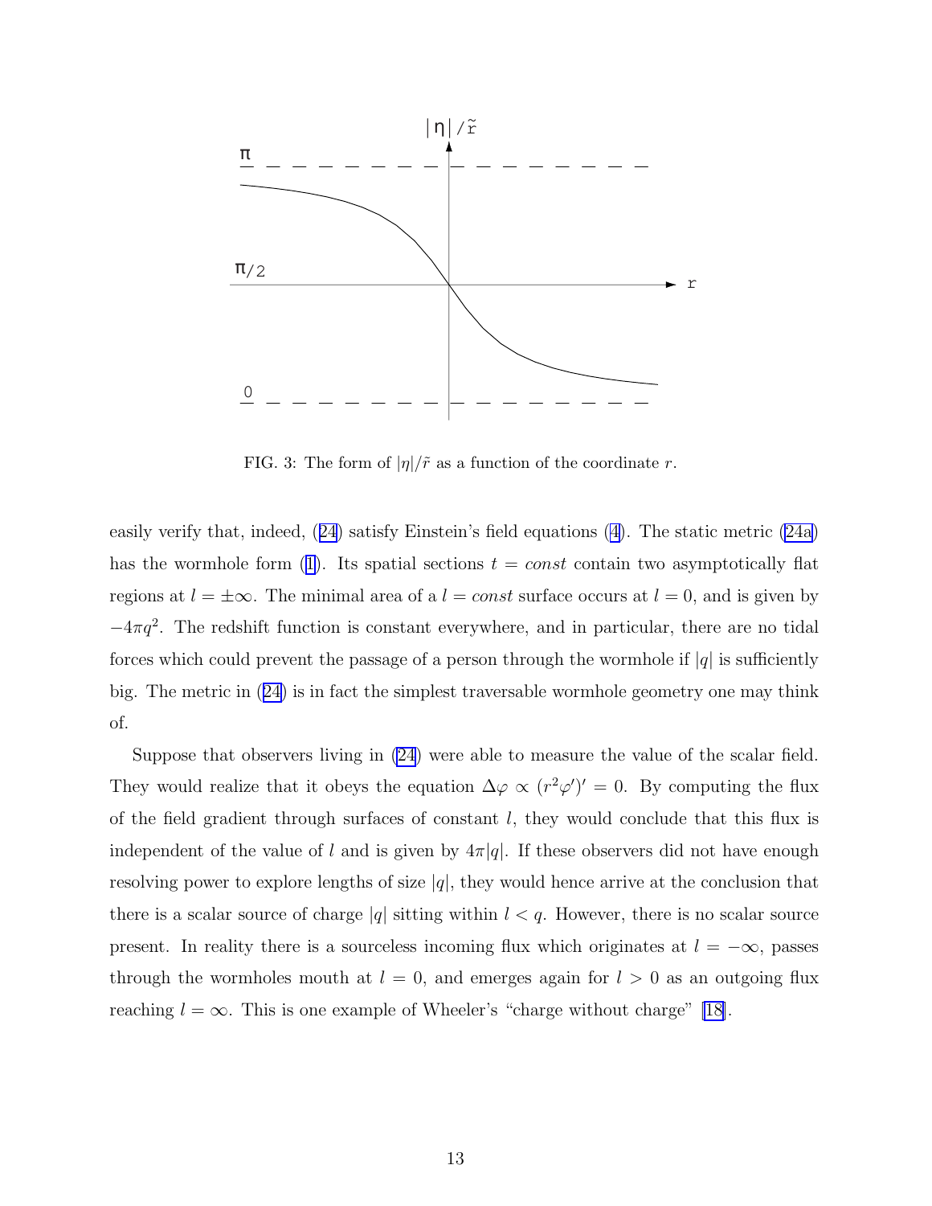FIG. 3: The form of $|\eta|/\tilde{r}$ as a function of the coordinate $r$.

easily verify that, indeed, (24) satisfy Einstein's field equations (4). The static metric (24a) has the wormhole form (1). Its spatial sections $t = const$ contain two asymptotically flat regions at $l = \pm\infty$. The minimal area of a $l = const$ surface occurs at $l = 0$, and is given by $-4\pi q^2$. The redshift function is constant everywhere, and in particular, there are no tidal forces which could prevent the passage of a person through the wormhole if $|q|$ is sufficiently big. The metric in (24) is in fact the simplest traversable wormhole geometry one may think of.

Suppose that observers living in (24) were able to measure the value of the scalar field. They would realize that it obeys the equation $\Delta\varphi \propto (r^2\varphi')' = 0$. By computing the flux of the field gradient through surfaces of constant $l$, they would conclude that this flux is independent of the value of $l$ and is given by $4\pi|q|$. If these observers did not have enough resolving power to explore lengths of size $|q|$, they would hence arrive at the conclusion that there is a scalar source of charge $|q|$ sitting within $l < q$. However, there is no scalar source present. In reality there is a sourceless incoming flux which originates at $l = -\infty$, passes through the wormholes mouth at $l = 0$, and emerges again for $l > 0$ as an outgoing flux reaching $l = \infty$. This is one example of Wheeler's "charge without charge" [18].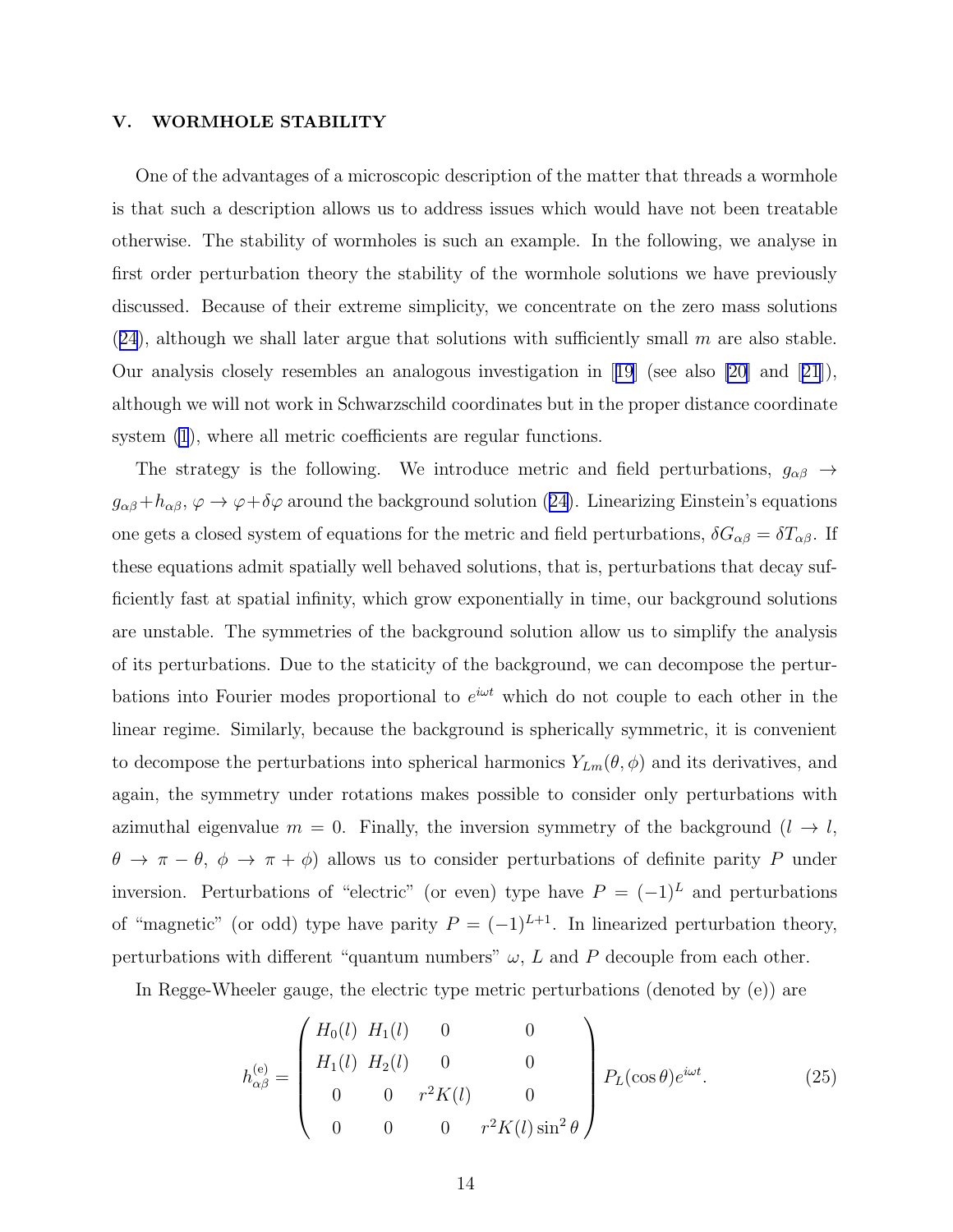## V. WORMHOLE STABILITY

One of the advantages of a microscopic description of the matter that threads a wormhole is that such a description allows us to address issues which would have not been treatable otherwise. The stability of wormholes is such an example. In the following, we analyse in first order perturbation theory the stability of the wormhole solutions we have previously discussed. Because of their extreme simplicity, we concentrate on the zero mass solutions (24), although we shall later argue that solutions with sufficiently small $m$ are also stable. Our analysis closely resembles an analogous investigation in [19] (see also [20] and [21]), although we will not work in Schwarzschild coordinates but in the proper distance coordinate system (1), where all metric coefficients are regular functions.

The strategy is the following. We introduce metric and field perturbations, $g_{\alpha\beta} \to g_{\alpha\beta} + h_{\alpha\beta}$, $\varphi \to \varphi + \delta\varphi$ around the background solution (24). Linearizing Einstein's equations one gets a closed system of equations for the metric and field perturbations, $\delta G_{\alpha\beta} = \delta T_{\alpha\beta}$. If these equations admit spatially well behaved solutions, that is, perturbations that decay sufficiently fast at spatial infinity, which grow exponentially in time, our background solutions are unstable. The symmetries of the background solution allow us to simplify the analysis of its perturbations. Due to the staticity of the background, we can decompose the perturbations into Fourier modes proportional to $e^{i\omega t}$ which do not couple to each other in the linear regime. Similarly, because the background is spherically symmetric, it is convenient to decompose the perturbations into spherical harmonics $Y_{Lm}(\theta, \phi)$ and its derivatives, and again, the symmetry under rotations makes possible to consider only perturbations with azimuthal eigenvalue $m = 0$. Finally, the inversion symmetry of the background ($l \to l$, $\theta \to \pi - \theta$, $\phi \to \pi + \phi$) allows us to consider perturbations of definite parity $P$ under inversion. Perturbations of "electric" (or even) type have $P = (-1)^L$ and perturbations of "magnetic" (or odd) type have parity $P = (-1)^{L+1}$. In linearized perturbation theory, perturbations with different "quantum numbers" $\omega$, $L$ and $P$ decouple from each other.

In Regge-Wheeler gauge, the electric type metric perturbations (denoted by (e)) are

$$h^{(\mathrm{e})}_{\alpha\beta} = \begin{pmatrix} H_0(l) & H_1(l) & 0 & 0 \\ H_1(l) & H_2(l) & 0 & 0 \\ 0 & 0 & r^2 K(l) & 0 \\ 0 & 0 & 0 & r^2 K(l) \sin^2\theta \end{pmatrix} P_L(\cos\theta) e^{i\omega t}. \tag{25}$$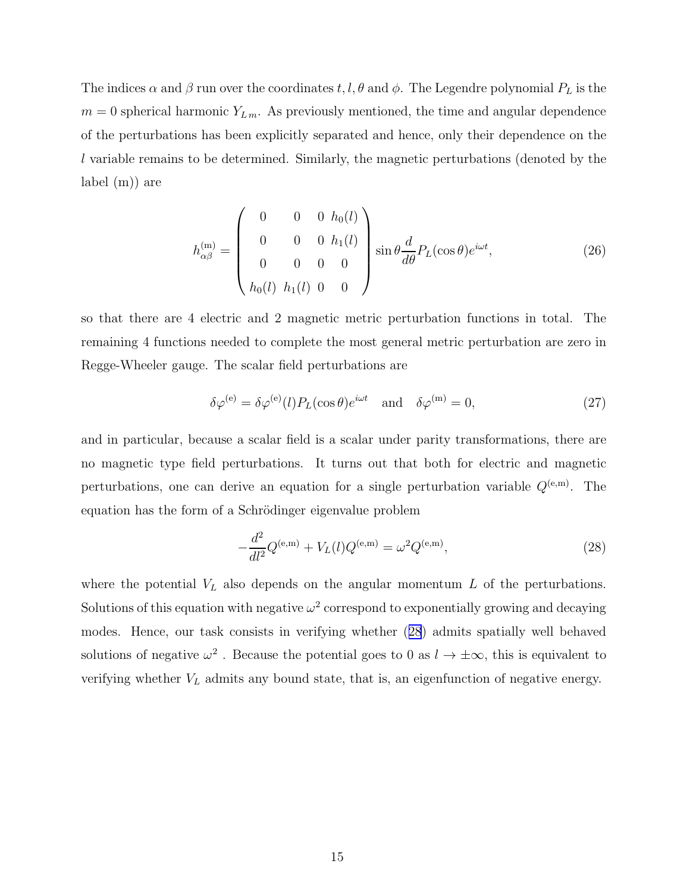The indices $\alpha$ and $\beta$ run over the coordinates $t, l, \theta$ and $\phi$. The Legendre polynomial $P_L$ is the $m = 0$ spherical harmonic $Y_{L\,m}$. As previously mentioned, the time and angular dependence of the perturbations has been explicitly separated and hence, only their dependence on the $l$ variable remains to be determined. Similarly, the magnetic perturbations (denoted by the label (m)) are

$$
h^{(\mathrm{m})}_{\alpha\beta} = \begin{pmatrix} 0 & 0 & 0 & h_0(l) \\ 0 & 0 & 0 & h_1(l) \\ 0 & 0 & 0 & 0 \\ h_0(l) & h_1(l) & 0 & 0 \end{pmatrix} \sin\theta \frac{d}{d\theta} P_L(\cos\theta) e^{i\omega t}, \tag{26}
$$

so that there are 4 electric and 2 magnetic metric perturbation functions in total. The remaining 4 functions needed to complete the most general metric perturbation are zero in Regge-Wheeler gauge. The scalar field perturbations are

$$
\delta\varphi^{(\mathrm{e})} = \delta\varphi^{(\mathrm{e})}(l) P_L(\cos\theta) e^{i\omega t} \quad \text{and} \quad \delta\varphi^{(\mathrm{m})} = 0, \tag{27}
$$

and in particular, because a scalar field is a scalar under parity transformations, there are no magnetic type field perturbations. It turns out that both for electric and magnetic perturbations, one can derive an equation for a single perturbation variable $Q^{(\mathrm{e,m})}$. The equation has the form of a Schrödinger eigenvalue problem

$$
-\frac{d^2}{dl^2} Q^{(\mathrm{e,m})} + V_L(l) Q^{(\mathrm{e,m})} = \omega^2 Q^{(\mathrm{e,m})}, \tag{28}
$$

where the potential $V_L$ also depends on the angular momentum $L$ of the perturbations. Solutions of this equation with negative $\omega^2$ correspond to exponentially growing and decaying modes. Hence, our task consists in verifying whether (28) admits spatially well behaved solutions of negative $\omega^2$ . Because the potential goes to 0 as $l \to \pm\infty$, this is equivalent to verifying whether $V_L$ admits any bound state, that is, an eigenfunction of negative energy.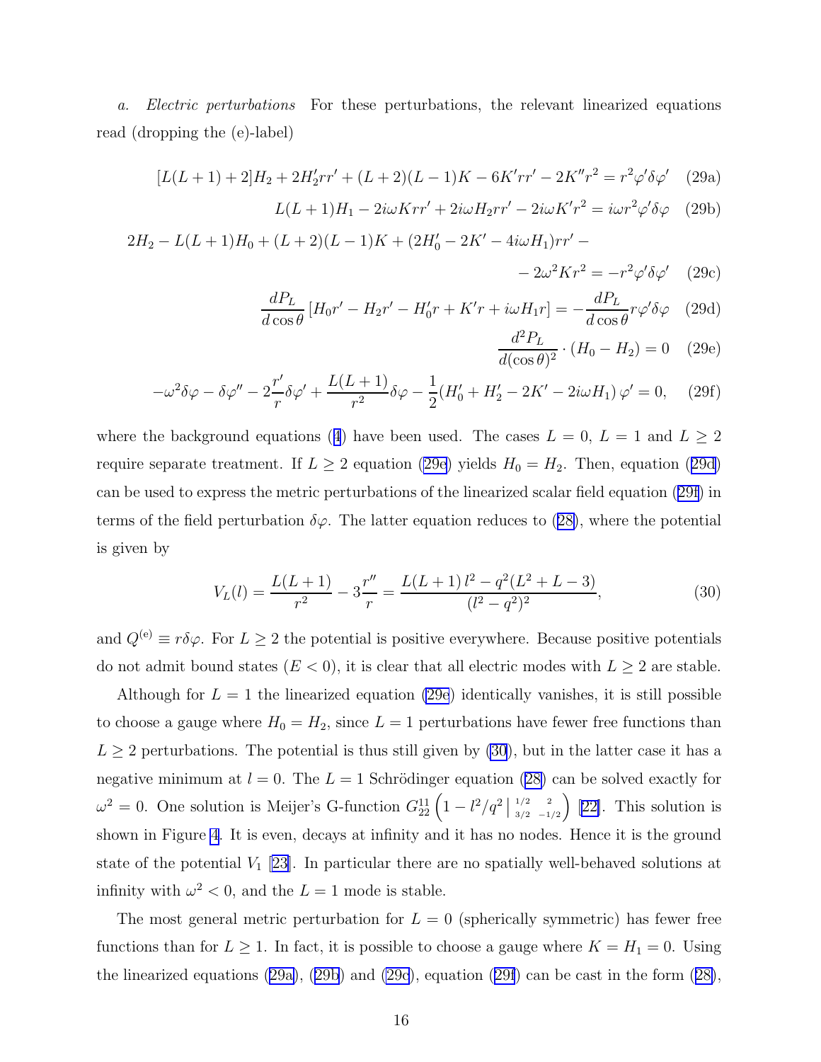*a. Electric perturbations* For these perturbations, the relevant linearized equations read (dropping the (e)-label)

$$[L(L+1)+2]H_2 + 2H_2' r r' + (L+2)(L-1)K - 6K' r r' - 2K'' r^2 = r^2 \varphi' \delta\varphi' \tag{29a}$$

$$L(L+1)H_1 - 2i\omega K r r' + 2i\omega H_2 r r' - 2i\omega K' r^2 = i\omega r^2 \varphi' \delta\varphi \tag{29b}$$

$$2H_2 - L(L+1)H_0 + (L+2)(L-1)K + (2H_0' - 2K' - 4i\omega H_1) r r' - \\ - 2\omega^2 K r^2 = -r^2 \varphi' \delta\varphi' \tag{29c}$$

$$\frac{dP_L}{d\cos\theta}\left[H_0 r' - H_2 r' - H_0' r + K' r + i\omega H_1 r\right] = -\frac{dP_L}{d\cos\theta} r \varphi' \delta\varphi \tag{29d}$$

$$\frac{d^2 P_L}{d(\cos\theta)^2} \cdot (H_0 - H_2) = 0 \tag{29e}$$

$$-\omega^2 \delta\varphi - \delta\varphi'' - 2\frac{r'}{r}\delta\varphi' + \frac{L(L+1)}{r^2}\delta\varphi - \frac{1}{2}\left(H_0' + H_2' - 2K' - 2i\omega H_1\right)\varphi' = 0, \tag{29f}$$

where the background equations (4) have been used. The cases $L=0$, $L=1$ and $L\geq 2$ require separate treatment. If $L \geq 2$ equation (29e) yields $H_0 = H_2$. Then, equation (29d) can be used to express the metric perturbations of the linearized scalar field equation (29f) in terms of the field perturbation $\delta\varphi$. The latter equation reduces to (28), where the potential is given by

$$V_L(l) = \frac{L(L+1)}{r^2} - 3\frac{r''}{r} = \frac{L(L+1)\,l^2 - q^2(L^2+L-3)}{(l^2-q^2)^2}, \tag{30}$$

and $Q^{(\mathrm{e})} \equiv r\delta\varphi$. For $L \geq 2$ the potential is positive everywhere. Because positive potentials do not admit bound states ($E<0$), it is clear that all electric modes with $L\geq 2$ are stable.

Although for $L=1$ the linearized equation (29e) identically vanishes, it is still possible to choose a gauge where $H_0 = H_2$, since $L=1$ perturbations have fewer free functions than $L \geq 2$ perturbations. The potential is thus still given by (30), but in the latter case it has a negative minimum at $l=0$. The $L=1$ Schrödinger equation (28) can be solved exactly for $\omega^2 = 0$. One solution is Meijer's G-function $G^{11}_{22}\left(1 - l^2/q^2 \,\middle|\, {}^{1/2}_{3/2}\ {}^{2}_{-1/2}\right)$ [22]. This solution is shown in Figure 4. It is even, decays at infinity and it has no nodes. Hence it is the ground state of the potential $V_1$ [23]. In particular there are no spatially well-behaved solutions at infinity with $\omega^2 < 0$, and the $L=1$ mode is stable.

The most general metric perturbation for $L=0$ (spherically symmetric) has fewer free functions than for $L\geq 1$. In fact, it is possible to choose a gauge where $K = H_1 = 0$. Using the linearized equations (29a), (29b) and (29c), equation (29f) can be cast in the form (28),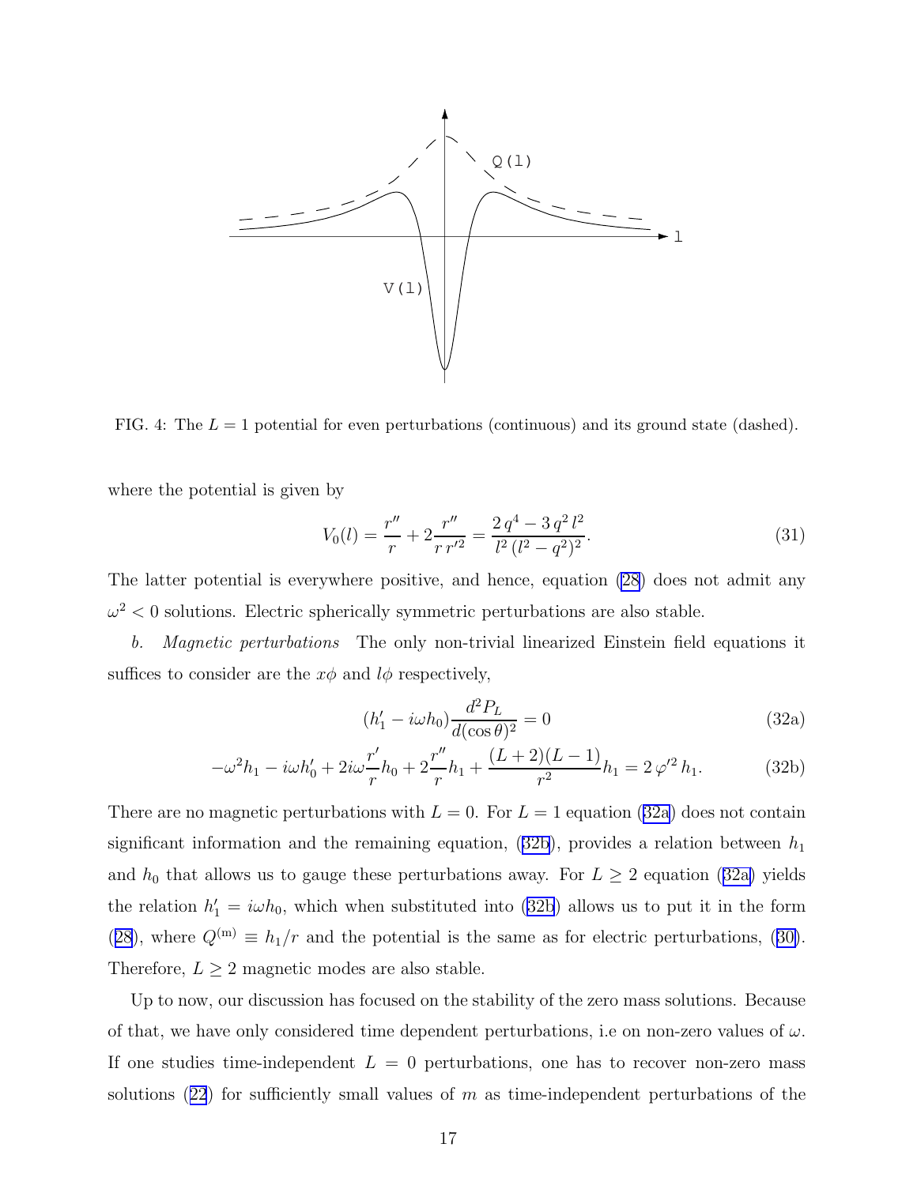FIG. 4: The $L = 1$ potential for even perturbations (continuous) and its ground state (dashed).

where the potential is given by

$$V_0(l) = \frac{r''}{r} + 2\frac{r''}{r\,r'^2} = \frac{2\,q^4 - 3\,q^2\,l^2}{l^2\,(l^2 - q^2)^2}. \tag{31}$$

The latter potential is everywhere positive, and hence, equation (28) does not admit any $\omega^2 < 0$ solutions. Electric spherically symmetric perturbations are also stable.

*b. Magnetic perturbations* The only non-trivial linearized Einstein field equations it suffices to consider are the $x\phi$ and $l\phi$ respectively,

$$(h_1' - i\omega h_0)\frac{d^2 P_L}{d(\cos\theta)^2} = 0 \tag{32a}$$

$$-\omega^2 h_1 - i\omega h_0' + 2i\omega\frac{r'}{r}h_0 + 2\frac{r''}{r}h_1 + \frac{(L+2)(L-1)}{r^2}h_1 = 2\,\varphi'^2\,h_1. \tag{32b}$$

There are no magnetic perturbations with $L = 0$. For $L = 1$ equation (32a) does not contain significant information and the remaining equation, (32b), provides a relation between $h_1$ and $h_0$ that allows us to gauge these perturbations away. For $L \geq 2$ equation (32a) yields the relation $h_1' = i\omega h_0$, which when substituted into (32b) allows us to put it in the form (28), where $Q^{(\mathrm{m})} \equiv h_1/r$ and the potential is the same as for electric perturbations, (30). Therefore, $L \geq 2$ magnetic modes are also stable.

Up to now, our discussion has focused on the stability of the zero mass solutions. Because of that, we have only considered time dependent perturbations, i.e on non-zero values of $\omega$. If one studies time-independent $L = 0$ perturbations, one has to recover non-zero mass solutions (22) for sufficiently small values of $m$ as time-independent perturbations of the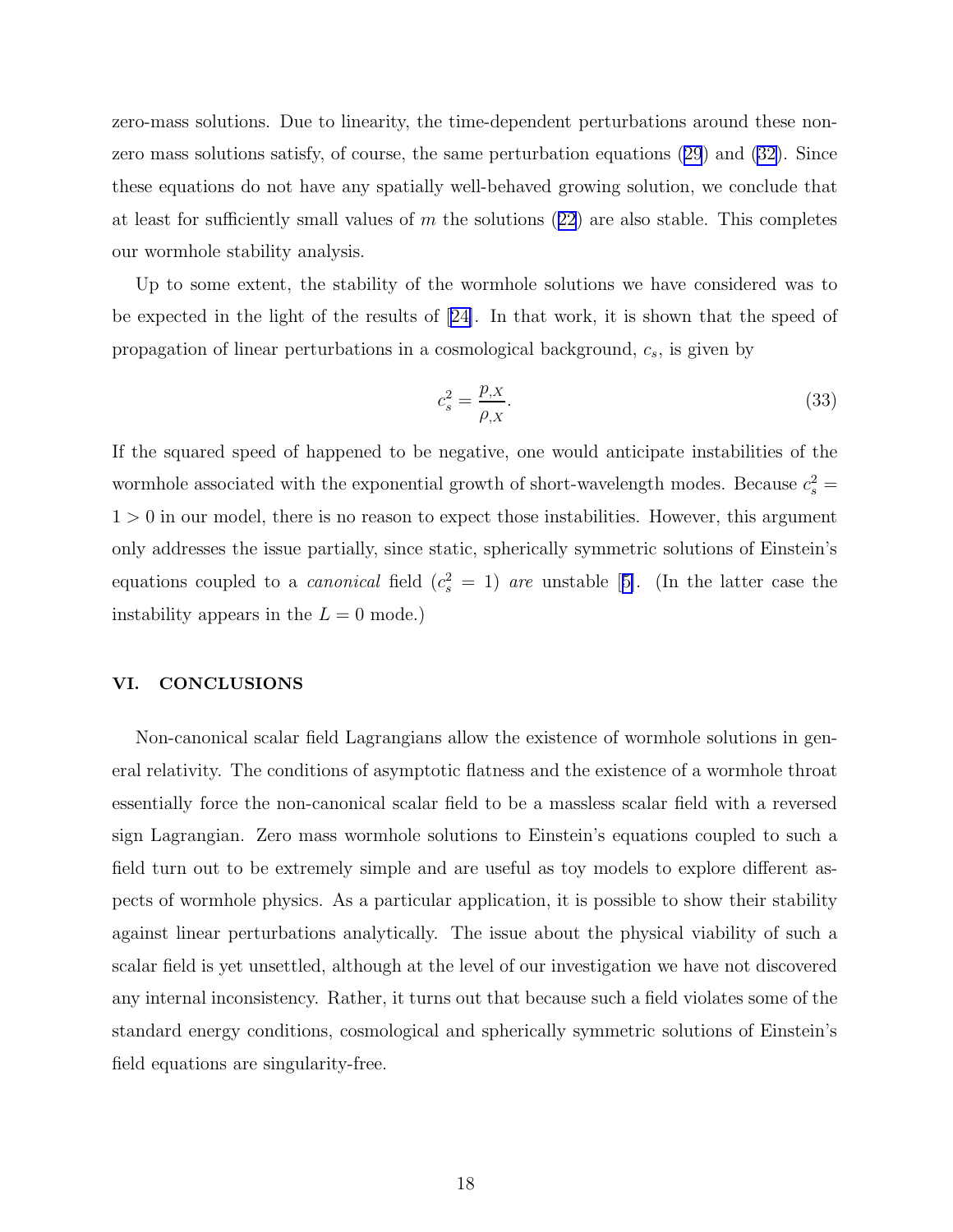zero-mass solutions. Due to linearity, the time-dependent perturbations around these non-zero mass solutions satisfy, of course, the same perturbation equations (29) and (32). Since these equations do not have any spatially well-behaved growing solution, we conclude that at least for sufficiently small values of $m$ the solutions (22) are also stable. This completes our wormhole stability analysis.

Up to some extent, the stability of the wormhole solutions we have considered was to be expected in the light of the results of [24]. In that work, it is shown that the speed of propagation of linear perturbations in a cosmological background, $c_s$, is given by

$$c_s^2 = \frac{p_{,X}}{\rho_{,X}}. \tag{33}$$

If the squared speed of happened to be negative, one would anticipate instabilities of the wormhole associated with the exponential growth of short-wavelength modes. Because $c_s^2 = 1 > 0$ in our model, there is no reason to expect those instabilities. However, this argument only addresses the issue partially, since static, spherically symmetric solutions of Einstein's equations coupled to a *canonical* field ($c_s^2 = 1$) *are* unstable [5]. (In the latter case the instability appears in the $L = 0$ mode.)

## VI. CONCLUSIONS

Non-canonical scalar field Lagrangians allow the existence of wormhole solutions in general relativity. The conditions of asymptotic flatness and the existence of a wormhole throat essentially force the non-canonical scalar field to be a massless scalar field with a reversed sign Lagrangian. Zero mass wormhole solutions to Einstein's equations coupled to such a field turn out to be extremely simple and are useful as toy models to explore different aspects of wormhole physics. As a particular application, it is possible to show their stability against linear perturbations analytically. The issue about the physical viability of such a scalar field is yet unsettled, although at the level of our investigation we have not discovered any internal inconsistency. Rather, it turns out that because such a field violates some of the standard energy conditions, cosmological and spherically symmetric solutions of Einstein's field equations are singularity-free.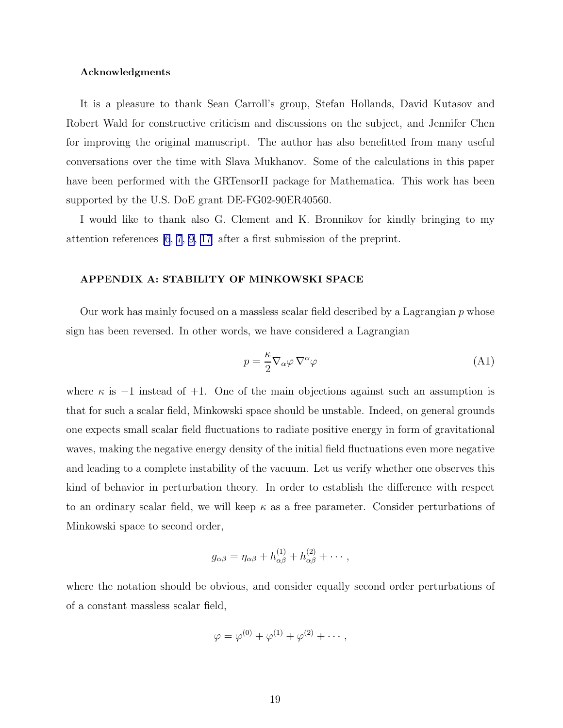### Acknowledgments

It is a pleasure to thank Sean Carroll's group, Stefan Hollands, David Kutasov and Robert Wald for constructive criticism and discussions on the subject, and Jennifer Chen for improving the original manuscript. The author has also benefitted from many useful conversations over the time with Slava Mukhanov. Some of the calculations in this paper have been performed with the GRTensorII package for Mathematica. This work has been supported by the U.S. DoE grant DE-FG02-90ER40560.

I would like to thank also G. Clement and K. Bronnikov for kindly bringing to my attention references [6, 7, 9, 17] after a first submission of the preprint.

### APPENDIX A: STABILITY OF MINKOWSKI SPACE

Our work has mainly focused on a massless scalar field described by a Lagrangian $p$ whose sign has been reversed. In other words, we have considered a Lagrangian

$$p = \frac{\kappa}{2} \nabla_\alpha \varphi \, \nabla^\alpha \varphi \tag{A1}$$

where $\kappa$ is $-1$ instead of $+1$. One of the main objections against such an assumption is that for such a scalar field, Minkowski space should be unstable. Indeed, on general grounds one expects small scalar field fluctuations to radiate positive energy in form of gravitational waves, making the negative energy density of the initial field fluctuations even more negative and leading to a complete instability of the vacuum. Let us verify whether one observes this kind of behavior in perturbation theory. In order to establish the difference with respect to an ordinary scalar field, we will keep $\kappa$ as a free parameter. Consider perturbations of Minkowski space to second order,

$$g_{\alpha\beta} = \eta_{\alpha\beta} + h^{(1)}_{\alpha\beta} + h^{(2)}_{\alpha\beta} + \cdots ,$$

where the notation should be obvious, and consider equally second order perturbations of of a constant massless scalar field,

$$\varphi = \varphi^{(0)} + \varphi^{(1)} + \varphi^{(2)} + \cdots ,$$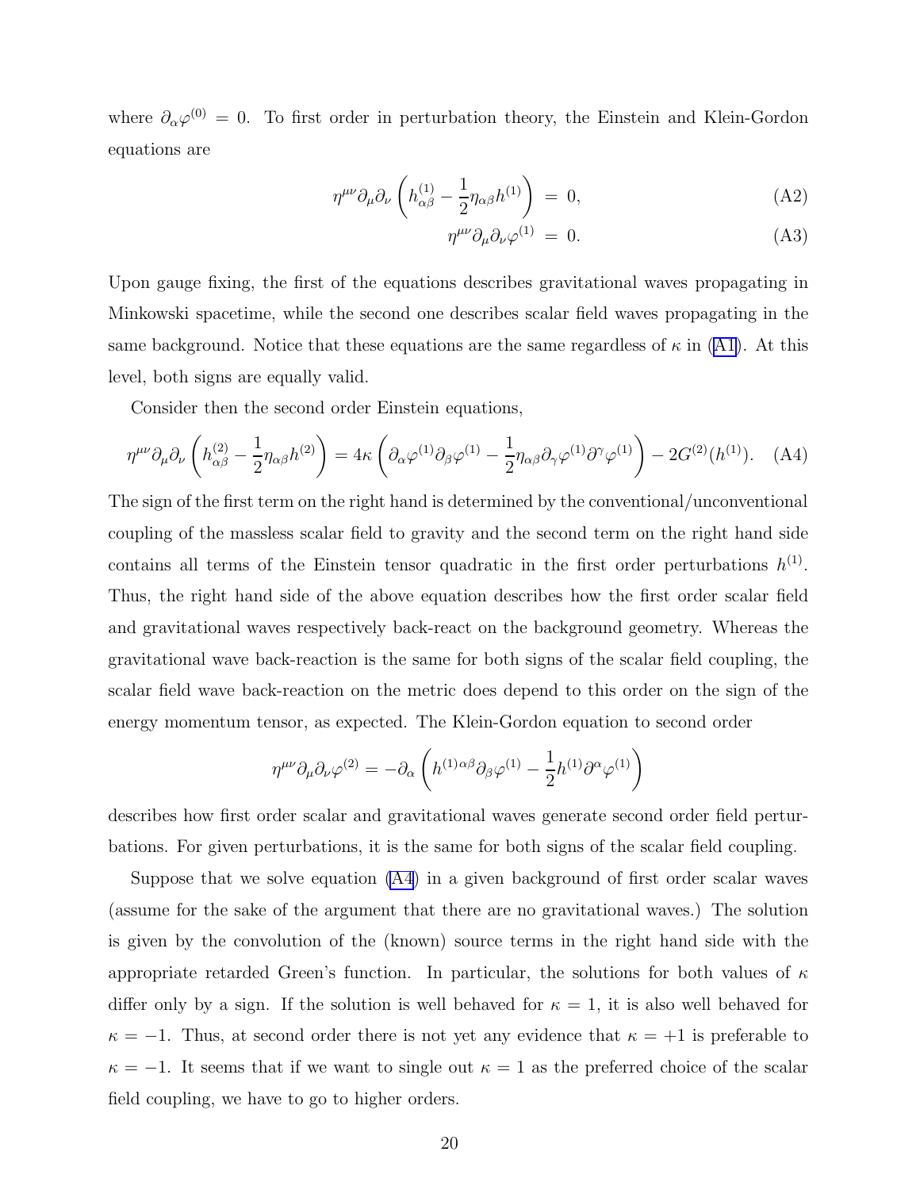where $\partial_\alpha \varphi^{(0)} = 0$. To first order in perturbation theory, the Einstein and Klein-Gordon equations are

$$\eta^{\mu\nu}\partial_\mu\partial_\nu \left( h^{(1)}_{\alpha\beta} - \frac{1}{2}\eta_{\alpha\beta} h^{(1)} \right) = 0, \tag{A2}$$

$$\eta^{\mu\nu}\partial_\mu\partial_\nu \varphi^{(1)} = 0. \tag{A3}$$

Upon gauge fixing, the first of the equations describes gravitational waves propagating in Minkowski spacetime, while the second one describes scalar field waves propagating in the same background. Notice that these equations are the same regardless of $\kappa$ in (A1). At this level, both signs are equally valid.

Consider then the second order Einstein equations,

$$\eta^{\mu\nu}\partial_\mu\partial_\nu \left( h^{(2)}_{\alpha\beta} - \frac{1}{2}\eta_{\alpha\beta} h^{(2)} \right) = 4\kappa \left( \partial_\alpha \varphi^{(1)} \partial_\beta \varphi^{(1)} - \frac{1}{2}\eta_{\alpha\beta} \partial_\gamma \varphi^{(1)} \partial^\gamma \varphi^{(1)} \right) - 2G^{(2)}(h^{(1)}). \tag{A4}$$

The sign of the first term on the right hand is determined by the conventional/unconventional coupling of the massless scalar field to gravity and the second term on the right hand side contains all terms of the Einstein tensor quadratic in the first order perturbations $h^{(1)}$. Thus, the right hand side of the above equation describes how the first order scalar field and gravitational waves respectively back-react on the background geometry. Whereas the gravitational wave back-reaction is the same for both signs of the scalar field coupling, the scalar field wave back-reaction on the metric does depend to this order on the sign of the energy momentum tensor, as expected. The Klein-Gordon equation to second order

$$\eta^{\mu\nu}\partial_\mu\partial_\nu \varphi^{(2)} = -\partial_\alpha \left( h^{(1)\alpha\beta} \partial_\beta \varphi^{(1)} - \frac{1}{2} h^{(1)} \partial^\alpha \varphi^{(1)} \right)$$

describes how first order scalar and gravitational waves generate second order field perturbations. For given perturbations, it is the same for both signs of the scalar field coupling.

Suppose that we solve equation (A4) in a given background of first order scalar waves (assume for the sake of the argument that there are no gravitational waves.) The solution is given by the convolution of the (known) source terms in the right hand side with the appropriate retarded Green's function. In particular, the solutions for both values of $\kappa$ differ only by a sign. If the solution is well behaved for $\kappa = 1$, it is also well behaved for $\kappa = -1$. Thus, at second order there is not yet any evidence that $\kappa = +1$ is preferable to $\kappa = -1$. It seems that if we want to single out $\kappa = 1$ as the preferred choice of the scalar field coupling, we have to go to higher orders.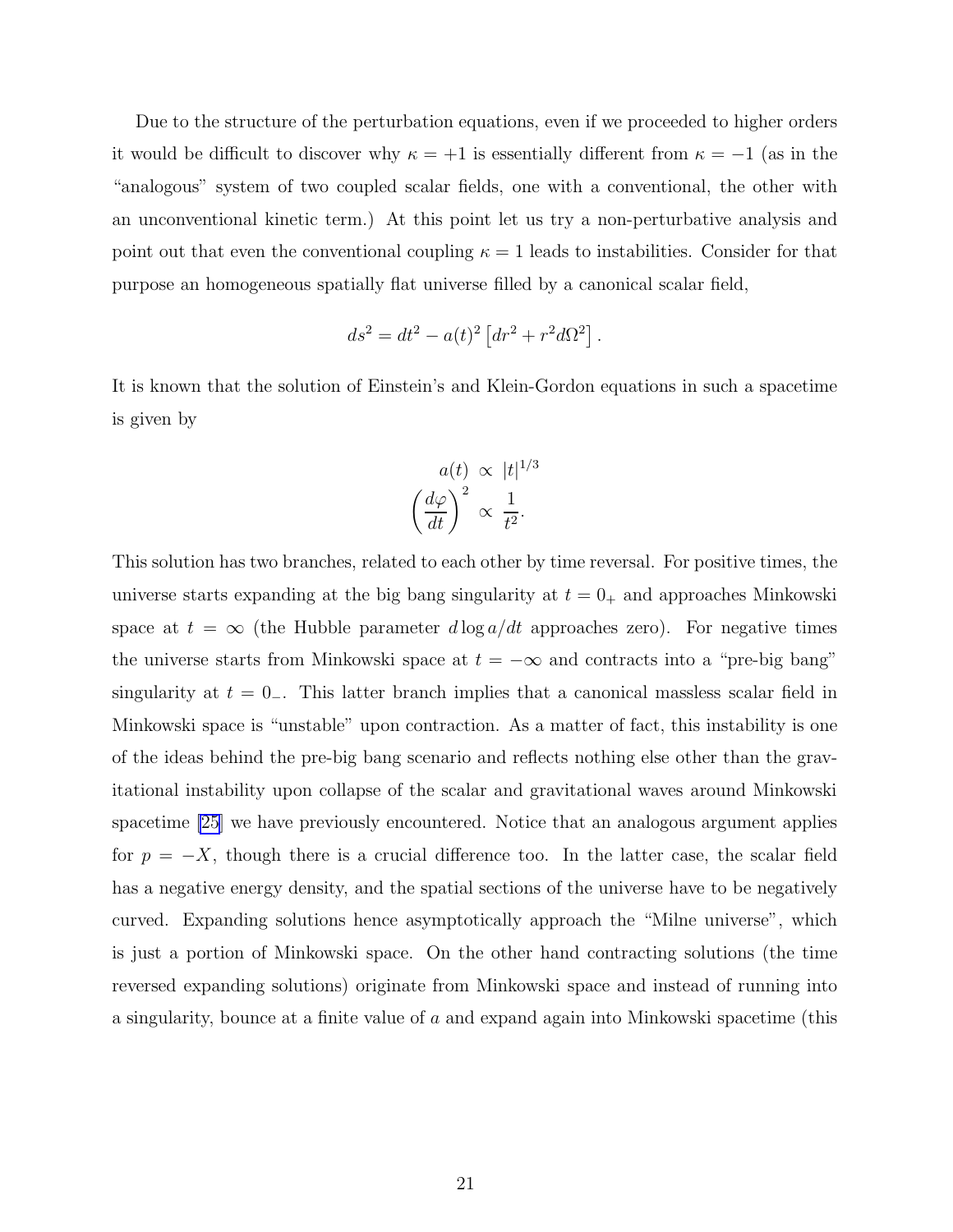Due to the structure of the perturbation equations, even if we proceeded to higher orders it would be difficult to discover why $\kappa = +1$ is essentially different from $\kappa = -1$ (as in the "analogous" system of two coupled scalar fields, one with a conventional, the other with an unconventional kinetic term.) At this point let us try a non-perturbative analysis and point out that even the conventional coupling $\kappa = 1$ leads to instabilities. Consider for that purpose an homogeneous spatially flat universe filled by a canonical scalar field,

$$ds^2 = dt^2 - a(t)^2 \left[ dr^2 + r^2 d\Omega^2 \right].$$

It is known that the solution of Einstein's and Klein-Gordon equations in such a spacetime is given by

$$a(t) \propto |t|^{1/3}$$
$$\left(\frac{d\varphi}{dt}\right)^2 \propto \frac{1}{t^2}.$$

This solution has two branches, related to each other by time reversal. For positive times, the universe starts expanding at the big bang singularity at $t = 0_+$ and approaches Minkowski space at $t = \infty$ (the Hubble parameter $d \log a/dt$ approaches zero). For negative times the universe starts from Minkowski space at $t = -\infty$ and contracts into a "pre-big bang" singularity at $t = 0_-$. This latter branch implies that a canonical massless scalar field in Minkowski space is "unstable" upon contraction. As a matter of fact, this instability is one of the ideas behind the pre-big bang scenario and reflects nothing else other than the gravitational instability upon collapse of the scalar and gravitational waves around Minkowski spacetime [25] we have previously encountered. Notice that an analogous argument applies for $p = -X$, though there is a crucial difference too. In the latter case, the scalar field has a negative energy density, and the spatial sections of the universe have to be negatively curved. Expanding solutions hence asymptotically approach the "Milne universe", which is just a portion of Minkowski space. On the other hand contracting solutions (the time reversed expanding solutions) originate from Minkowski space and instead of running into a singularity, bounce at a finite value of $a$ and expand again into Minkowski spacetime (this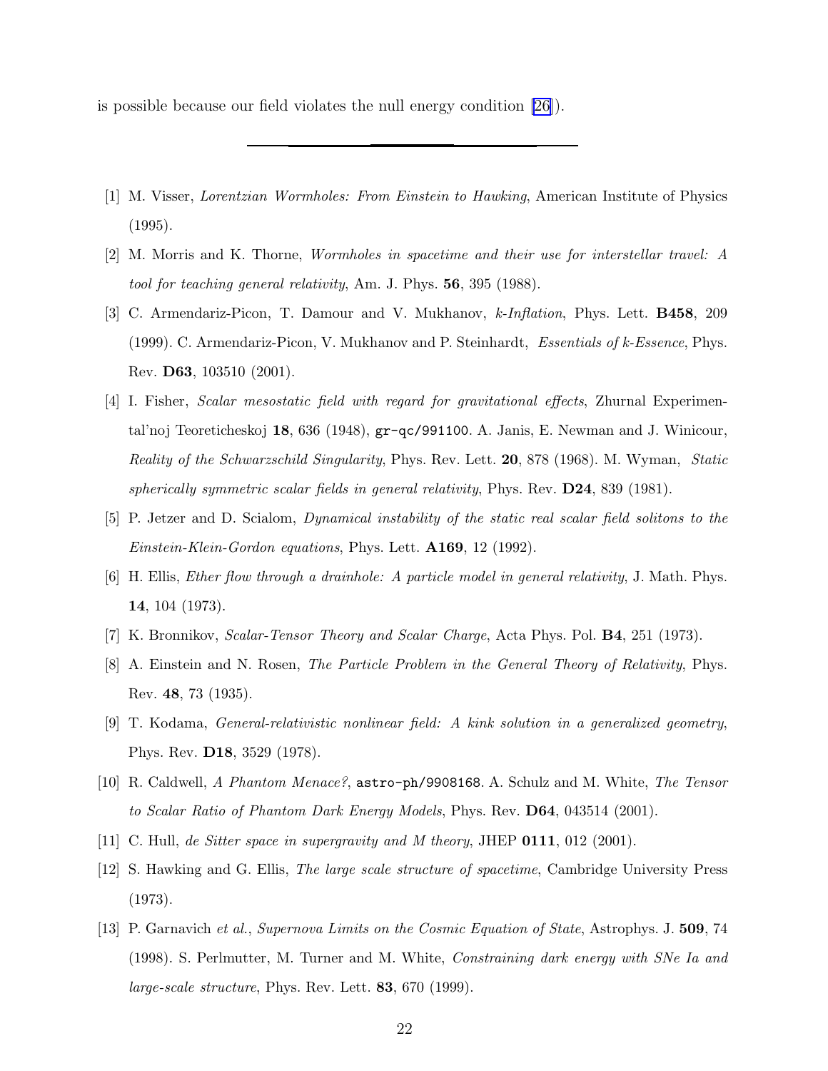is possible because our field violates the null energy condition [26]).

---

[1] M. Visser, *Lorentzian Wormholes: From Einstein to Hawking*, American Institute of Physics (1995).

[2] M. Morris and K. Thorne, *Wormholes in spacetime and their use for interstellar travel: A tool for teaching general relativity*, Am. J. Phys. **56**, 395 (1988).

[3] C. Armendariz-Picon, T. Damour and V. Mukhanov, *k-Inflation*, Phys. Lett. **B458**, 209 (1999). C. Armendariz-Picon, V. Mukhanov and P. Steinhardt, *Essentials of k-Essence*, Phys. Rev. **D63**, 103510 (2001).

[4] I. Fisher, *Scalar mesostatic field with regard for gravitational effects*, Zhurnal Experimental'noj Teoreticheskoj **18**, 636 (1948), `gr-qc/991100`. A. Janis, E. Newman and J. Winicour, *Reality of the Schwarzschild Singularity*, Phys. Rev. Lett. **20**, 878 (1968). M. Wyman, *Static spherically symmetric scalar fields in general relativity*, Phys. Rev. **D24**, 839 (1981).

[5] P. Jetzer and D. Scialom, *Dynamical instability of the static real scalar field solitons to the Einstein-Klein-Gordon equations*, Phys. Lett. **A169**, 12 (1992).

[6] H. Ellis, *Ether flow through a drainhole: A particle model in general relativity*, J. Math. Phys. **14**, 104 (1973).

[7] K. Bronnikov, *Scalar-Tensor Theory and Scalar Charge*, Acta Phys. Pol. **B4**, 251 (1973).

[8] A. Einstein and N. Rosen, *The Particle Problem in the General Theory of Relativity*, Phys. Rev. **48**, 73 (1935).

[9] T. Kodama, *General-relativistic nonlinear field: A kink solution in a generalized geometry*, Phys. Rev. **D18**, 3529 (1978).

[10] R. Caldwell, *A Phantom Menace?*, `astro-ph/9908168`. A. Schulz and M. White, *The Tensor to Scalar Ratio of Phantom Dark Energy Models*, Phys. Rev. **D64**, 043514 (2001).

[11] C. Hull, *de Sitter space in supergravity and M theory*, JHEP **0111**, 012 (2001).

[12] S. Hawking and G. Ellis, *The large scale structure of spacetime*, Cambridge University Press (1973).

[13] P. Garnavich *et al.*, *Supernova Limits on the Cosmic Equation of State*, Astrophys. J. **509**, 74 (1998). S. Perlmutter, M. Turner and M. White, *Constraining dark energy with SNe Ia and large-scale structure*, Phys. Rev. Lett. **83**, 670 (1999).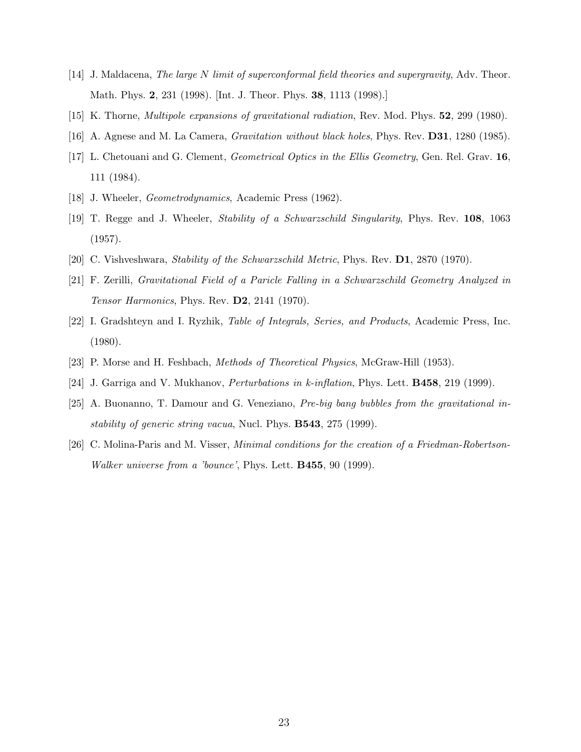[14] J. Maldacena, *The large N limit of superconformal field theories and supergravity*, Adv. Theor. Math. Phys. **2**, 231 (1998). [Int. J. Theor. Phys. **38**, 1113 (1998).]

[15] K. Thorne, *Multipole expansions of gravitational radiation*, Rev. Mod. Phys. **52**, 299 (1980).

[16] A. Agnese and M. La Camera, *Gravitation without black holes*, Phys. Rev. **D31**, 1280 (1985).

[17] L. Chetouani and G. Clement, *Geometrical Optics in the Ellis Geometry*, Gen. Rel. Grav. **16**, 111 (1984).

[18] J. Wheeler, *Geometrodynamics*, Academic Press (1962).

[19] T. Regge and J. Wheeler, *Stability of a Schwarzschild Singularity*, Phys. Rev. **108**, 1063 (1957).

[20] C. Vishveshwara, *Stability of the Schwarzschild Metric*, Phys. Rev. **D1**, 2870 (1970).

[21] F. Zerilli, *Gravitational Field of a Paricle Falling in a Schwarzschild Geometry Analyzed in Tensor Harmonics*, Phys. Rev. **D2**, 2141 (1970).

[22] I. Gradshteyn and I. Ryzhik, *Table of Integrals, Series, and Products*, Academic Press, Inc. (1980).

[23] P. Morse and H. Feshbach, *Methods of Theoretical Physics*, McGraw-Hill (1953).

[24] J. Garriga and V. Mukhanov, *Perturbations in k-inflation*, Phys. Lett. **B458**, 219 (1999).

[25] A. Buonanno, T. Damour and G. Veneziano, *Pre-big bang bubbles from the gravitational instability of generic string vacua*, Nucl. Phys. **B543**, 275 (1999).

[26] C. Molina-Paris and M. Visser, *Minimal conditions for the creation of a Friedman-Robertson-Walker universe from a 'bounce'*, Phys. Lett. **B455**, 90 (1999).